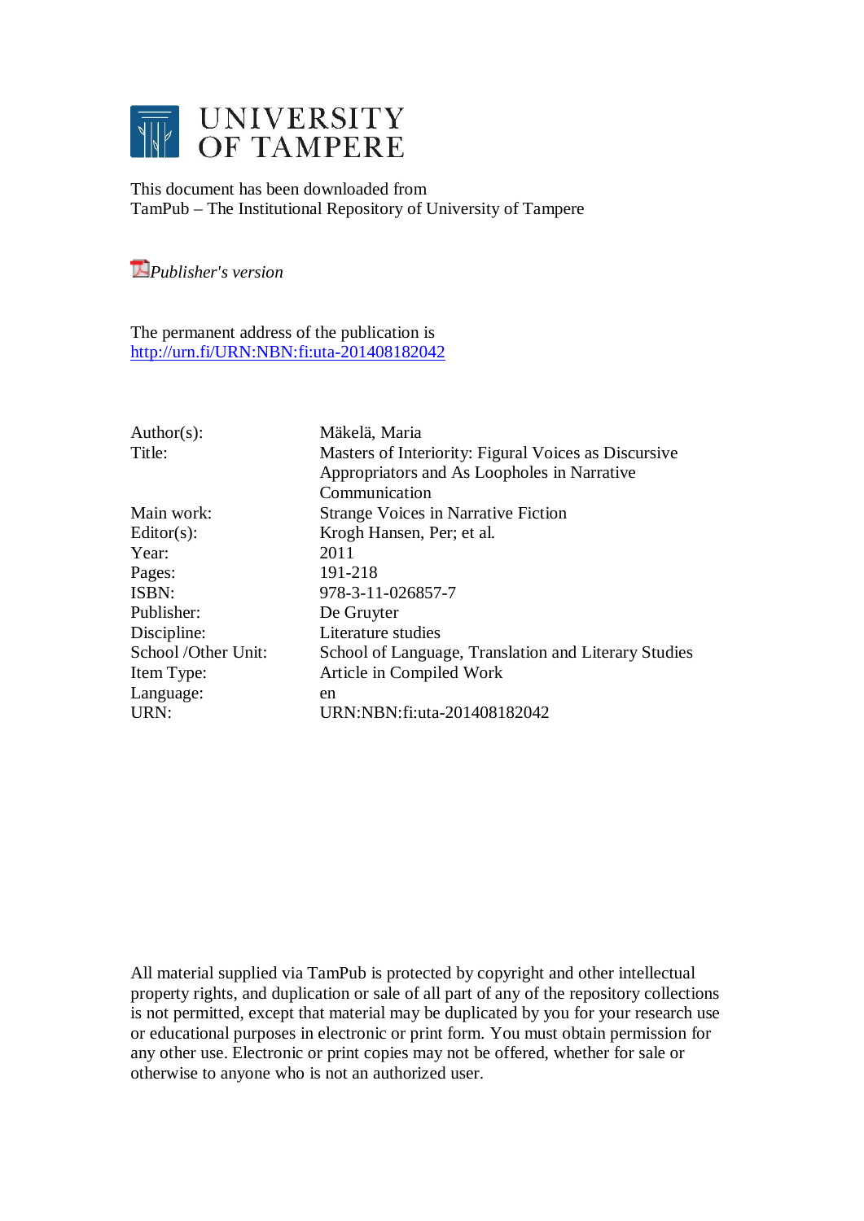# UNIVERSITY OF TAMPERE

This document has been downloaded from
TamPub – The Institutional Repository of University of Tampere

*Publisher's version*

The permanent address of the publication is
http://urn.fi/URN:NBN:fi:uta-201408182042

| | |
|---|---|
| Author(s): | Mäkelä, Maria |
| Title: | Masters of Interiority: Figural Voices as Discursive Appropriators and As Loopholes in Narrative Communication |
| Main work: | Strange Voices in Narrative Fiction |
| Editor(s): | Krogh Hansen, Per; et al. |
| Year: | 2011 |
| Pages: | 191-218 |
| ISBN: | 978-3-11-026857-7 |
| Publisher: | De Gruyter |
| Discipline: | Literature studies |
| School /Other Unit: | School of Language, Translation and Literary Studies |
| Item Type: | Article in Compiled Work |
| Language: | en |
| URN: | URN:NBN:fi:uta-201408182042 |

All material supplied via TamPub is protected by copyright and other intellectual property rights, and duplication or sale of all part of any of the repository collections is not permitted, except that material may be duplicated by you for your research use or educational purposes in electronic or print form. You must obtain permission for any other use. Electronic or print copies may not be offered, whether for sale or otherwise to anyone who is not an authorized user.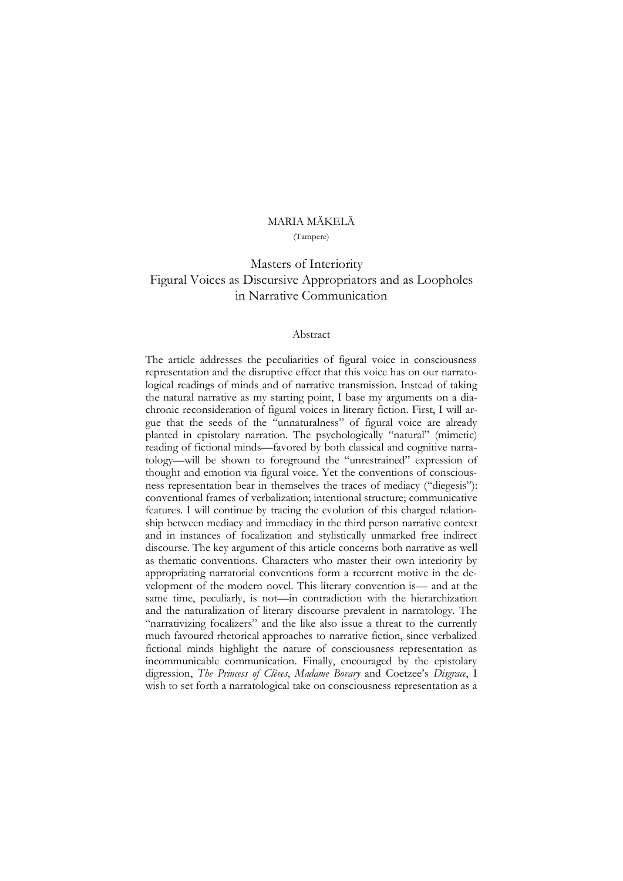MARIA MÄKELÄ

(Tampere)

# Masters of Interiority
## Figural Voices as Discursive Appropriators and as Loopholes in Narrative Communication

### Abstract

The article addresses the peculiarities of figural voice in consciousness representation and the disruptive effect that this voice has on our narratological readings of minds and of narrative transmission. Instead of taking the natural narrative as my starting point, I base my arguments on a diachronic reconsideration of figural voices in literary fiction. First, I will argue that the seeds of the "unnaturalness" of figural voice are already planted in epistolary narration. The psychologically "natural" (mimetic) reading of fictional minds—favored by both classical and cognitive narratology—will be shown to foreground the "unrestrained" expression of thought and emotion via figural voice. Yet the conventions of consciousness representation bear in themselves the traces of mediacy ("diegesis"): conventional frames of verbalization; intentional structure; communicative features. I will continue by tracing the evolution of this charged relationship between mediacy and immediacy in the third person narrative context and in instances of focalization and stylistically unmarked free indirect discourse. The key argument of this article concerns both narrative as well as thematic conventions. Characters who master their own interiority by appropriating narratorial conventions form a recurrent motive in the development of the modern novel. This literary convention is— and at the same time, peculiarly, is not—in contradiction with the hierarchization and the naturalization of literary discourse prevalent in narratology. The "narrativizing focalizers" and the like also issue a threat to the currently much favoured rhetorical approaches to narrative fiction, since verbalized fictional minds highlight the nature of consciousness representation as incommunicable communication. Finally, encouraged by the epistolary digression, *The Princess of Clèves*, *Madame Bovary* and Coetzee's *Disgrace*, I wish to set forth a narratological take on consciousness representation as a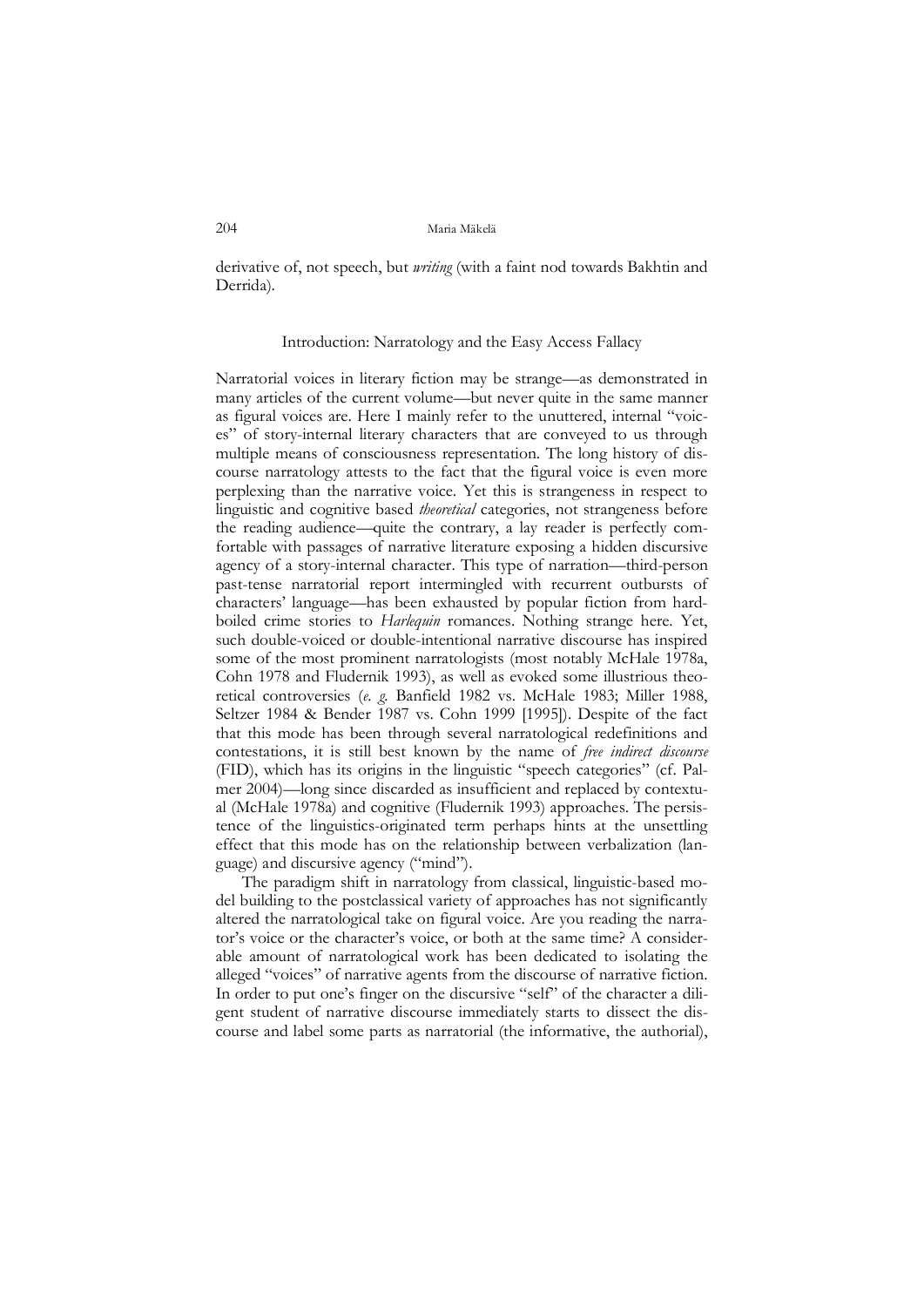derivative of, not speech, but *writing* (with a faint nod towards Bakhtin and Derrida).

## Introduction: Narratology and the Easy Access Fallacy

Narratorial voices in literary fiction may be strange—as demonstrated in many articles of the current volume—but never quite in the same manner as figural voices are. Here I mainly refer to the unuttered, internal "voices" of story-internal literary characters that are conveyed to us through multiple means of consciousness representation. The long history of discourse narratology attests to the fact that the figural voice is even more perplexing than the narrative voice. Yet this is strangeness in respect to linguistic and cognitive based *theoretical* categories, not strangeness before the reading audience—quite the contrary, a lay reader is perfectly comfortable with passages of narrative literature exposing a hidden discursive agency of a story-internal character. This type of narration—third-person past-tense narratorial report intermingled with recurrent outbursts of characters' language—has been exhausted by popular fiction from hard-boiled crime stories to *Harlequin* romances. Nothing strange here. Yet, such double-voiced or double-intentional narrative discourse has inspired some of the most prominent narratologists (most notably McHale 1978a, Cohn 1978 and Fludernik 1993), as well as evoked some illustrious theoretical controversies (*e. g.* Banfield 1982 vs. McHale 1983; Miller 1988, Seltzer 1984 & Bender 1987 vs. Cohn 1999 [1995]). Despite of the fact that this mode has been through several narratological redefinitions and contestations, it is still best known by the name of *free indirect discourse* (FID), which has its origins in the linguistic "speech categories" (cf. Palmer 2004)—long since discarded as insufficient and replaced by contextual (McHale 1978a) and cognitive (Fludernik 1993) approaches. The persistence of the linguistics-originated term perhaps hints at the unsettling effect that this mode has on the relationship between verbalization (language) and discursive agency ("mind").

The paradigm shift in narratology from classical, linguistic-based model building to the postclassical variety of approaches has not significantly altered the narratological take on figural voice. Are you reading the narrator's voice or the character's voice, or both at the same time? A considerable amount of narratological work has been dedicated to isolating the alleged "voices" of narrative agents from the discourse of narrative fiction. In order to put one's finger on the discursive "self" of the character a diligent student of narrative discourse immediately starts to dissect the discourse and label some parts as narratorial (the informative, the authorial),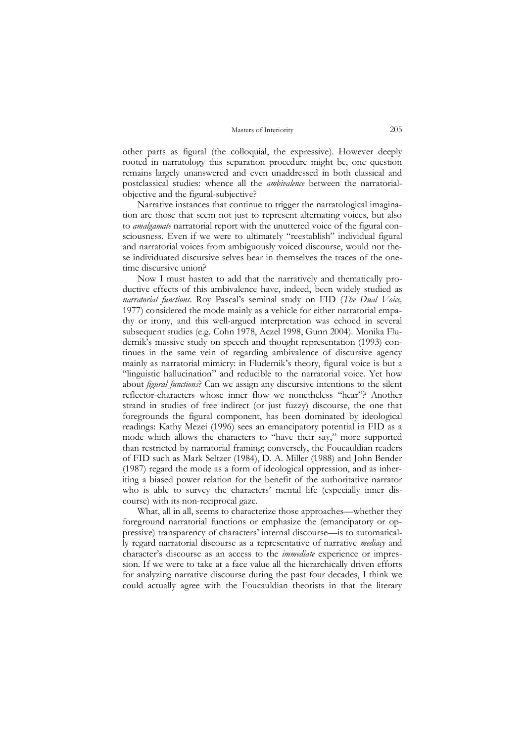other parts as figural (the colloquial, the expressive). However deeply rooted in narratology this separation procedure might be, one question remains largely unanswered and even unaddressed in both classical and postclassical studies: whence all the *ambivalence* between the narratorial-objective and the figural-subjective?

Narrative instances that continue to trigger the narratological imagination are those that seem not just to represent alternating voices, but also to *amalgamate* narratorial report with the unuttered voice of the figural consciousness. Even if we were to ultimately "reestablish" individual figural and narratorial voices from ambiguously voiced discourse, would not these individuated discursive selves bear in themselves the traces of the one-time discursive union?

Now I must hasten to add that the narratively and thematically productive effects of this ambivalence have, indeed, been widely studied as *narratorial functions*. Roy Pascal's seminal study on FID (*The Dual Voice,* 1977) considered the mode mainly as a vehicle for either narratorial empathy or irony, and this well-argued interpretation was echoed in several subsequent studies (e.g. Cohn 1978, Aczel 1998, Gunn 2004). Monika Fludernik's massive study on speech and thought representation (1993) continues in the same vein of regarding ambivalence of discursive agency mainly as narratorial mimicry: in Fludernik's theory, figural voice is but a "linguistic hallucination" and reducible to the narratorial voice. Yet how about *figural functions*? Can we assign any discursive intentions to the silent reflector-characters whose inner flow we nonetheless "hear"? Another strand in studies of free indirect (or just fuzzy) discourse, the one that foregrounds the figural component, has been dominated by ideological readings: Kathy Mezei (1996) sees an emancipatory potential in FID as a mode which allows the characters to "have their say," more supported than restricted by narratorial framing; conversely, the Foucauldian readers of FID such as Mark Seltzer (1984), D. A. Miller (1988) and John Bender (1987) regard the mode as a form of ideological oppression, and as inheriting a biased power relation for the benefit of the authoritative narrator who is able to survey the characters' mental life (especially inner discourse) with its non-reciprocal gaze.

What, all in all, seems to characterize those approaches—whether they foreground narratorial functions or emphasize the (emancipatory or oppressive) transparency of characters' internal discourse—is to automatically regard narratorial discourse as a representative of narrative *mediacy* and character's discourse as an access to the *immediate* experience or impression. If we were to take at a face value all the hierarchically driven efforts for analyzing narrative discourse during the past four decades, I think we could actually agree with the Foucauldian theorists in that the literary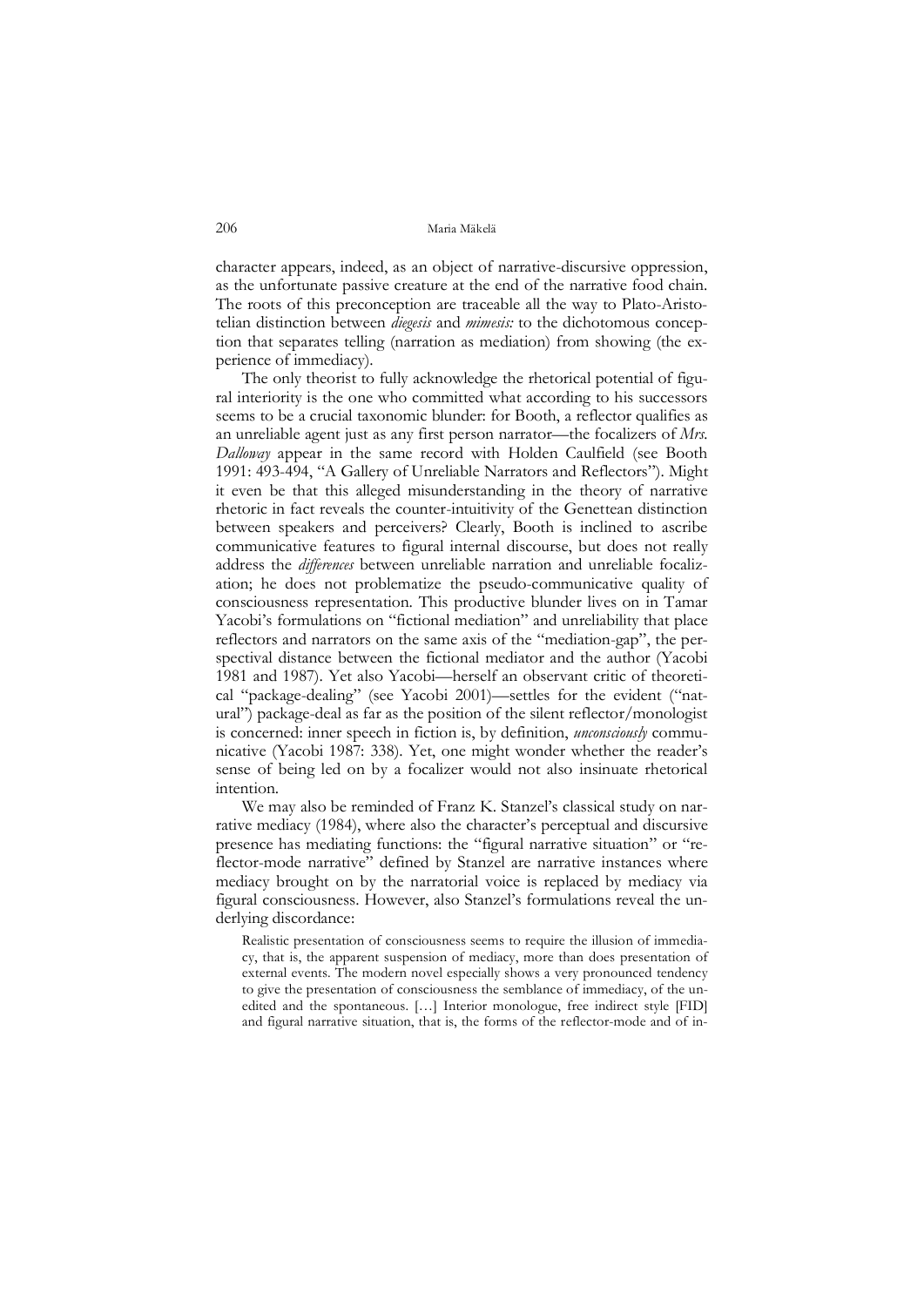character appears, indeed, as an object of narrative-discursive oppression, as the unfortunate passive creature at the end of the narrative food chain. The roots of this preconception are traceable all the way to Plato-Aristotelian distinction between *diegesis* and *mimesis:* to the dichotomous conception that separates telling (narration as mediation) from showing (the experience of immediacy).

The only theorist to fully acknowledge the rhetorical potential of figural interiority is the one who committed what according to his successors seems to be a crucial taxonomic blunder: for Booth, a reflector qualifies as an unreliable agent just as any first person narrator—the focalizers of *Mrs. Dalloway* appear in the same record with Holden Caulfield (see Booth 1991: 493-494, "A Gallery of Unreliable Narrators and Reflectors"). Might it even be that this alleged misunderstanding in the theory of narrative rhetoric in fact reveals the counter-intuitivity of the Genettean distinction between speakers and perceivers? Clearly, Booth is inclined to ascribe communicative features to figural internal discourse, but does not really address the *differences* between unreliable narration and unreliable focalization; he does not problematize the pseudo-communicative quality of consciousness representation. This productive blunder lives on in Tamar Yacobi's formulations on "fictional mediation" and unreliability that place reflectors and narrators on the same axis of the "mediation-gap", the perspectival distance between the fictional mediator and the author (Yacobi 1981 and 1987). Yet also Yacobi—herself an observant critic of theoretical "package-dealing" (see Yacobi 2001)—settles for the evident ("natural") package-deal as far as the position of the silent reflector/monologist is concerned: inner speech in fiction is, by definition, *unconsciously* communicative (Yacobi 1987: 338). Yet, one might wonder whether the reader's sense of being led on by a focalizer would not also insinuate rhetorical intention.

We may also be reminded of Franz K. Stanzel's classical study on narrative mediacy (1984), where also the character's perceptual and discursive presence has mediating functions: the "figural narrative situation" or "reflector-mode narrative" defined by Stanzel are narrative instances where mediacy brought on by the narratorial voice is replaced by mediacy via figural consciousness. However, also Stanzel's formulations reveal the underlying discordance:

> Realistic presentation of consciousness seems to require the illusion of immediacy, that is, the apparent suspension of mediacy, more than does presentation of external events. The modern novel especially shows a very pronounced tendency to give the presentation of consciousness the semblance of immediacy, of the unedited and the spontaneous. […] Interior monologue, free indirect style [FID] and figural narrative situation, that is, the forms of the reflector-mode and of in-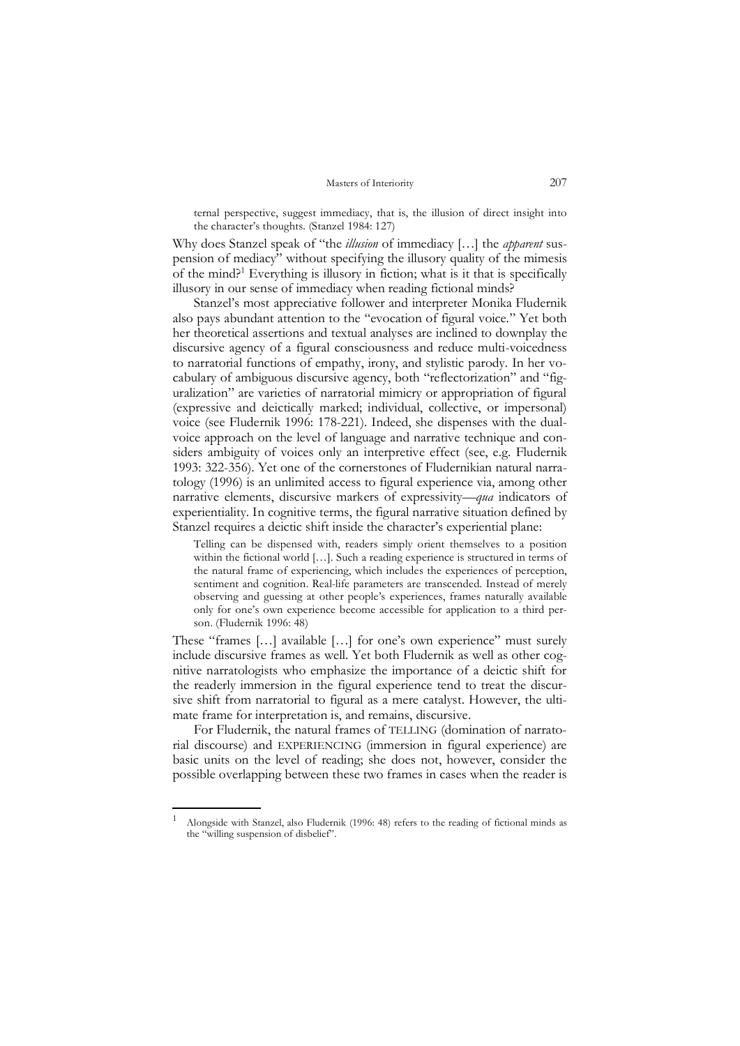> ternal perspective, suggest immediacy, that is, the illusion of direct insight into the character's thoughts. (Stanzel 1984: 127)

Why does Stanzel speak of "the *illusion* of immediacy […] the *apparent* suspension of mediacy" without specifying the illusory quality of the mimesis of the mind?[1] Everything is illusory in fiction; what is it that is specifically illusory in our sense of immediacy when reading fictional minds?

Stanzel's most appreciative follower and interpreter Monika Fludernik also pays abundant attention to the "evocation of figural voice." Yet both her theoretical assertions and textual analyses are inclined to downplay the discursive agency of a figural consciousness and reduce multi-voicedness to narratorial functions of empathy, irony, and stylistic parody. In her vocabulary of ambiguous discursive agency, both "reflectorization" and "figuralization" are varieties of narratorial mimicry or appropriation of figural (expressive and deictically marked; individual, collective, or impersonal) voice (see Fludernik 1996: 178-221). Indeed, she dispenses with the dual-voice approach on the level of language and narrative technique and considers ambiguity of voices only an interpretive effect (see, e.g. Fludernik 1993: 322-356). Yet one of the cornerstones of Fludernikian natural narratology (1996) is an unlimited access to figural experience via, among other narrative elements, discursive markers of expressivity—*qua* indicators of experientiality. In cognitive terms, the figural narrative situation defined by Stanzel requires a deictic shift inside the character's experiential plane:

> Telling can be dispensed with, readers simply orient themselves to a position within the fictional world […]. Such a reading experience is structured in terms of the natural frame of experiencing, which includes the experiences of perception, sentiment and cognition. Real-life parameters are transcended. Instead of merely observing and guessing at other people's experiences, frames naturally available only for one's own experience become accessible for application to a third person. (Fludernik 1996: 48)

These "frames […] available […] for one's own experience" must surely include discursive frames as well. Yet both Fludernik as well as other cognitive narratologists who emphasize the importance of a deictic shift for the readerly immersion in the figural experience tend to treat the discursive shift from narratorial to figural as a mere catalyst. However, the ultimate frame for interpretation is, and remains, discursive.

For Fludernik, the natural frames of TELLING (domination of narratorial discourse) and EXPERIENCING (immersion in figural experience) are basic units on the level of reading; she does not, however, consider the possible overlapping between these two frames in cases when the reader is

---

[1] Alongside with Stanzel, also Fludernik (1996: 48) refers to the reading of fictional minds as the "willing suspension of disbelief".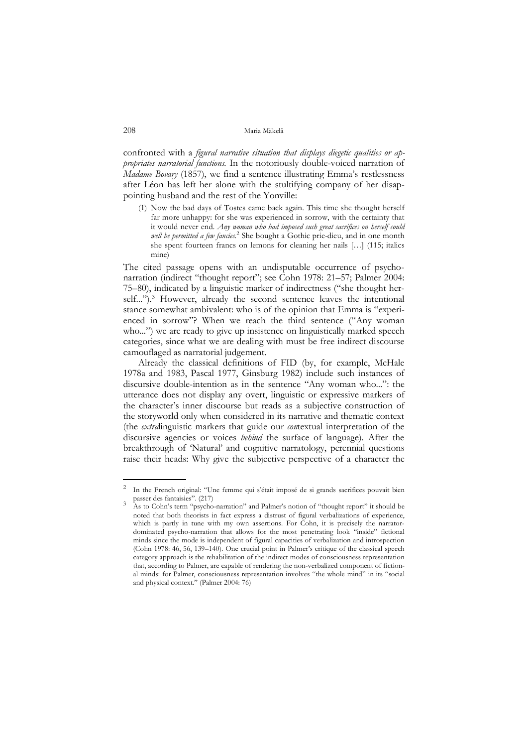confronted with a *figural narrative situation that displays diegetic qualities or appropriates narratorial functions*. In the notoriously double-voiced narration of *Madame Bovary* (1857), we find a sentence illustrating Emma's restlessness after Léon has left her alone with the stultifying company of her disappointing husband and the rest of the Yonville:

> (1) Now the bad days of Tostes came back again. This time she thought herself far more unhappy: for she was experienced in sorrow, with the certainty that it would never end. *Any woman who had imposed such great sacrifices on herself could well be permitted a few fancies.*[2] She bought a Gothic prie-dieu, and in one month she spent fourteen francs on lemons for cleaning her nails […] (115; italics mine)

The cited passage opens with an undisputable occurrence of psycho-narration (indirect "thought report"; see Cohn 1978: 21–57; Palmer 2004: 75–80), indicated by a linguistic marker of indirectness ("she thought herself...").[3] However, already the second sentence leaves the intentional stance somewhat ambivalent: who is of the opinion that Emma is "experienced in sorrow"? When we reach the third sentence ("Any woman who...") we are ready to give up insistence on linguistically marked speech categories, since what we are dealing with must be free indirect discourse camouflaged as narratorial judgement.

Already the classical definitions of FID (by, for example, McHale 1978a and 1983, Pascal 1977, Ginsburg 1982) include such instances of discursive double-intention as in the sentence "Any woman who...": the utterance does not display any overt, linguistic or expressive markers of the character's inner discourse but reads as a subjective construction of the storyworld only when considered in its narrative and thematic context (the *extra*linguistic markers that guide our *con*textual interpretation of the discursive agencies or voices *behind* the surface of language). After the breakthrough of 'Natural' and cognitive narratology, perennial questions raise their heads: Why give the subjective perspective of a character the

---

[2] In the French original: "Une femme qui s'était imposé de si grands sacrifices pouvait bien passer des fantaisies". (217)

[3] As to Cohn's term "psycho-narration" and Palmer's notion of "thought report" it should be noted that both theorists in fact express a distrust of figural verbalizations of experience, which is partly in tune with my own assertions. For Cohn, it is precisely the narrator-dominated psycho-narration that allows for the most penetrating look "inside" fictional minds since the mode is independent of figural capacities of verbalization and introspection (Cohn 1978: 46, 56, 139–140). One crucial point in Palmer's critique of the classical speech category approach is the rehabilitation of the indirect modes of consciousness representation that, according to Palmer, are capable of rendering the non-verbalized component of fictional minds: for Palmer, consciousness representation involves "the whole mind" in its "social and physical context." (Palmer 2004: 76)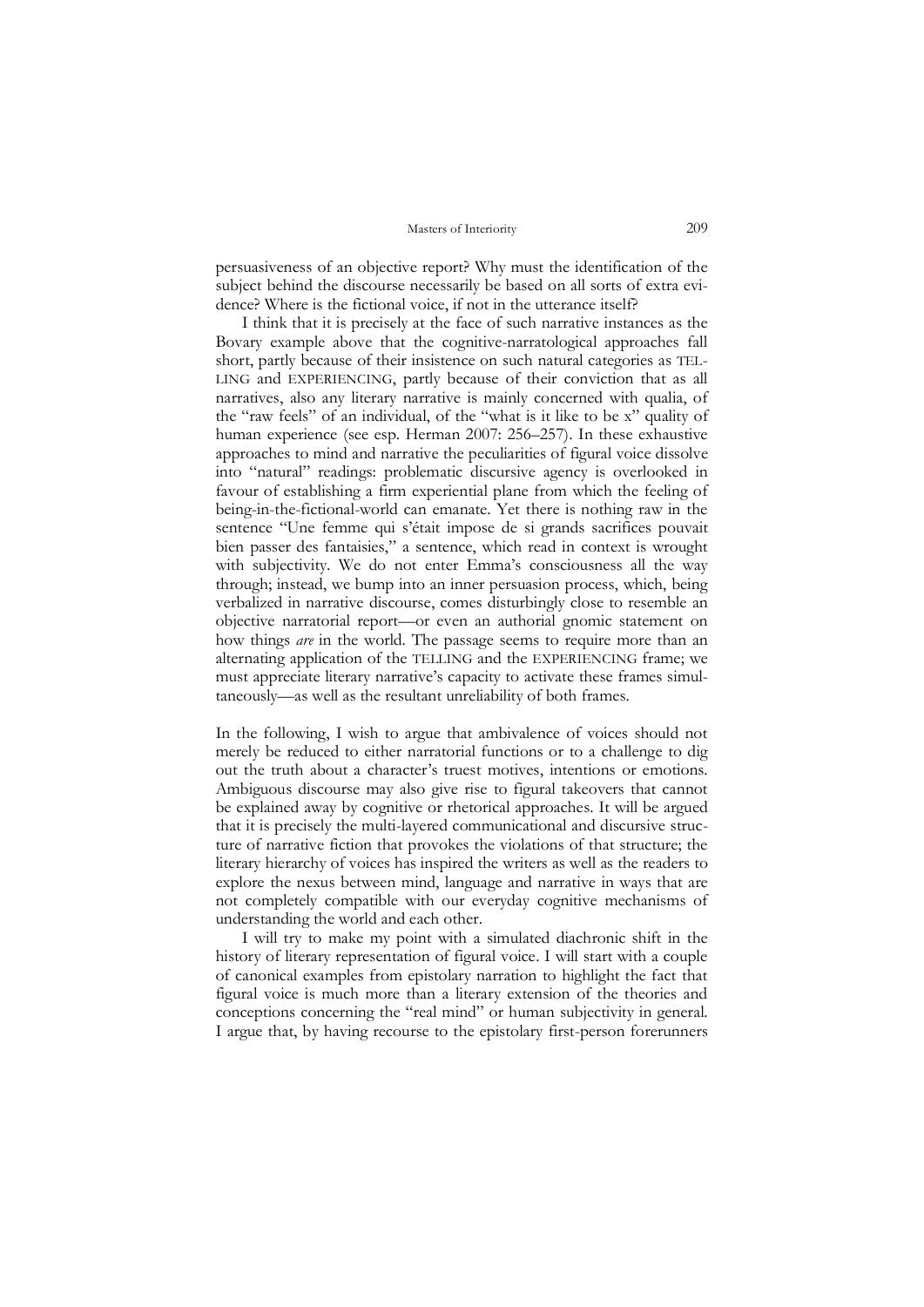persuasiveness of an objective report? Why must the identification of the subject behind the discourse necessarily be based on all sorts of extra evidence? Where is the fictional voice, if not in the utterance itself?

I think that it is precisely at the face of such narrative instances as the Bovary example above that the cognitive-narratological approaches fall short, partly because of their insistence on such natural categories as TELLING and EXPERIENCING, partly because of their conviction that as all narratives, also any literary narrative is mainly concerned with qualia, of the "raw feels" of an individual, of the "what is it like to be x" quality of human experience (see esp. Herman 2007: 256–257). In these exhaustive approaches to mind and narrative the peculiarities of figural voice dissolve into "natural" readings: problematic discursive agency is overlooked in favour of establishing a firm experiential plane from which the feeling of being-in-the-fictional-world can emanate. Yet there is nothing raw in the sentence "Une femme qui s'était impose de si grands sacrifices pouvait bien passer des fantaisies," a sentence, which read in context is wrought with subjectivity. We do not enter Emma's consciousness all the way through; instead, we bump into an inner persuasion process, which, being verbalized in narrative discourse, comes disturbingly close to resemble an objective narratorial report—or even an authorial gnomic statement on how things *are* in the world. The passage seems to require more than an alternating application of the TELLING and the EXPERIENCING frame; we must appreciate literary narrative's capacity to activate these frames simultaneously—as well as the resultant unreliability of both frames.

In the following, I wish to argue that ambivalence of voices should not merely be reduced to either narratorial functions or to a challenge to dig out the truth about a character's truest motives, intentions or emotions. Ambiguous discourse may also give rise to figural takeovers that cannot be explained away by cognitive or rhetorical approaches. It will be argued that it is precisely the multi-layered communicational and discursive structure of narrative fiction that provokes the violations of that structure; the literary hierarchy of voices has inspired the writers as well as the readers to explore the nexus between mind, language and narrative in ways that are not completely compatible with our everyday cognitive mechanisms of understanding the world and each other.

I will try to make my point with a simulated diachronic shift in the history of literary representation of figural voice. I will start with a couple of canonical examples from epistolary narration to highlight the fact that figural voice is much more than a literary extension of the theories and conceptions concerning the "real mind" or human subjectivity in general. I argue that, by having recourse to the epistolary first-person forerunners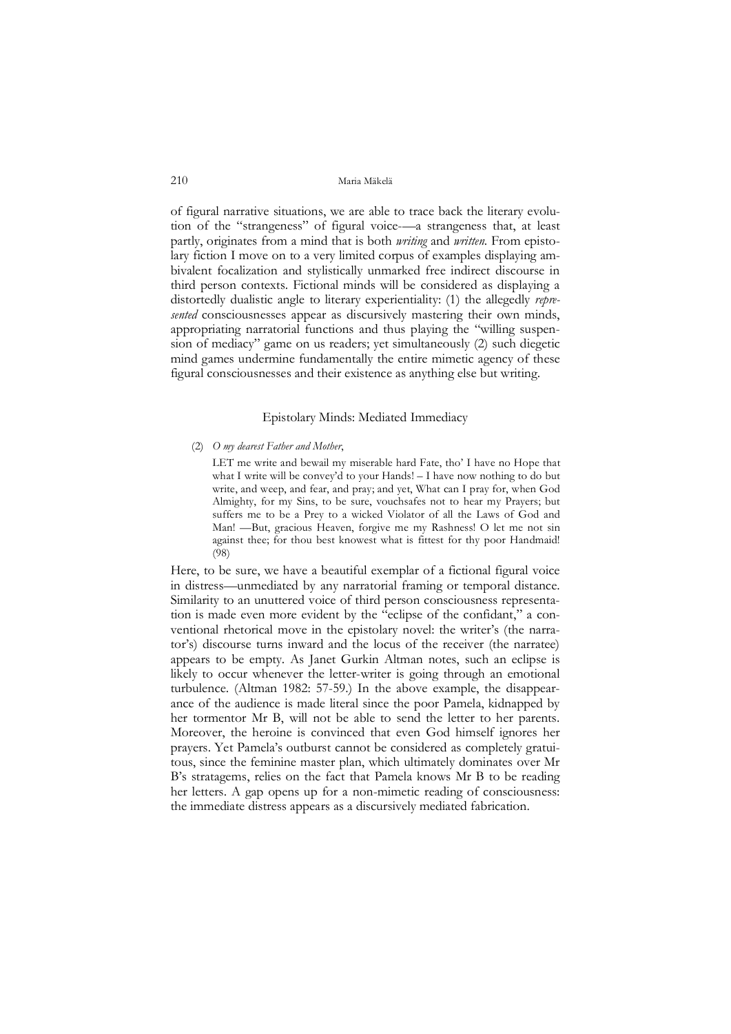of figural narrative situations, we are able to trace back the literary evolution of the "strangeness" of figural voice-—a strangeness that, at least partly, originates from a mind that is both *writing* and *written*. From epistolary fiction I move on to a very limited corpus of examples displaying ambivalent focalization and stylistically unmarked free indirect discourse in third person contexts. Fictional minds will be considered as displaying a distortedly dualistic angle to literary experientiality: (1) the allegedly *represented* consciousnesses appear as discursively mastering their own minds, appropriating narratorial functions and thus playing the "willing suspension of mediacy" game on us readers; yet simultaneously (2) such diegetic mind games undermine fundamentally the entire mimetic agency of these figural consciousnesses and their existence as anything else but writing.

## Epistolary Minds: Mediated Immediacy

(2) *O my dearest Father and Mother,*

> LET me write and bewail my miserable hard Fate, tho' I have no Hope that what I write will be convey'd to your Hands! – I have now nothing to do but write, and weep, and fear, and pray; and yet, What can I pray for, when God Almighty, for my Sins, to be sure, vouchsafes not to hear my Prayers; but suffers me to be a Prey to a wicked Violator of all the Laws of God and Man! —But, gracious Heaven, forgive me my Rashness! O let me not sin against thee; for thou best knowest what is fittest for thy poor Handmaid! (98)

Here, to be sure, we have a beautiful exemplar of a fictional figural voice in distress—unmediated by any narratorial framing or temporal distance. Similarity to an unuttered voice of third person consciousness representation is made even more evident by the "eclipse of the confidant," a conventional rhetorical move in the epistolary novel: the writer's (the narrator's) discourse turns inward and the locus of the receiver (the narratee) appears to be empty. As Janet Gurkin Altman notes, such an eclipse is likely to occur whenever the letter-writer is going through an emotional turbulence. (Altman 1982: 57-59.) In the above example, the disappearance of the audience is made literal since the poor Pamela, kidnapped by her tormentor Mr B, will not be able to send the letter to her parents. Moreover, the heroine is convinced that even God himself ignores her prayers. Yet Pamela's outburst cannot be considered as completely gratuitous, since the feminine master plan, which ultimately dominates over Mr B's stratagems, relies on the fact that Pamela knows Mr B to be reading her letters. A gap opens up for a non-mimetic reading of consciousness: the immediate distress appears as a discursively mediated fabrication.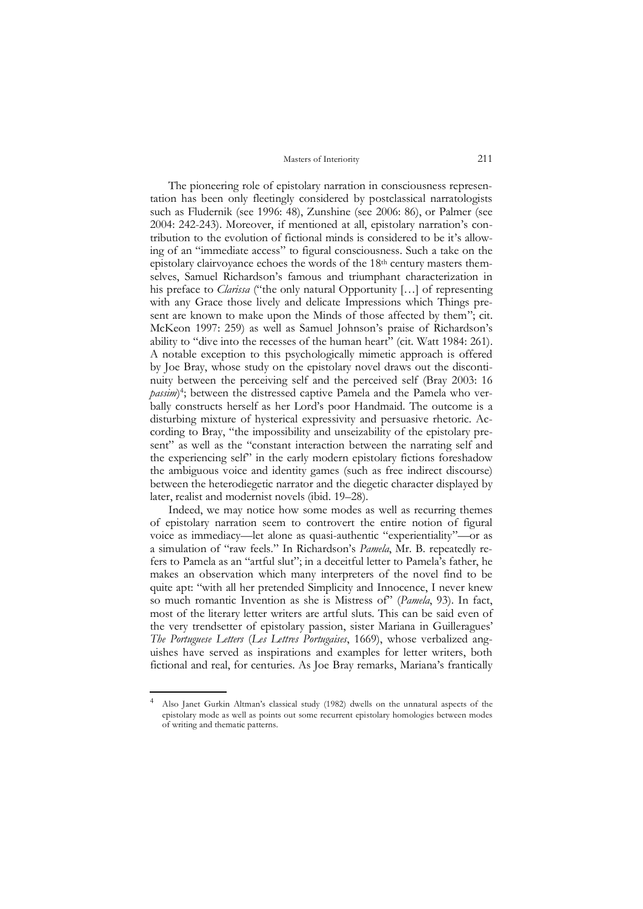The pioneering role of epistolary narration in consciousness representation has been only fleetingly considered by postclassical narratologists such as Fludernik (see 1996: 48), Zunshine (see 2006: 86), or Palmer (see 2004: 242-243). Moreover, if mentioned at all, epistolary narration's contribution to the evolution of fictional minds is considered to be it's allowing of an "immediate access" to figural consciousness. Such a take on the epistolary clairvoyance echoes the words of the 18th century masters themselves, Samuel Richardson's famous and triumphant characterization in his preface to *Clarissa* ("the only natural Opportunity […] of representing with any Grace those lively and delicate Impressions which Things present are known to make upon the Minds of those affected by them"; cit. McKeon 1997: 259) as well as Samuel Johnson's praise of Richardson's ability to "dive into the recesses of the human heart" (cit. Watt 1984: 261). A notable exception to this psychologically mimetic approach is offered by Joe Bray, whose study on the epistolary novel draws out the discontinuity between the perceiving self and the perceived self (Bray 2003: 16 *passim*)[4]; between the distressed captive Pamela and the Pamela who verbally constructs herself as her Lord's poor Handmaid. The outcome is a disturbing mixture of hysterical expressivity and persuasive rhetoric. According to Bray, "the impossibility and unseizability of the epistolary present" as well as the "constant interaction between the narrating self and the experiencing self" in the early modern epistolary fictions foreshadow the ambiguous voice and identity games (such as free indirect discourse) between the heterodiegetic narrator and the diegetic character displayed by later, realist and modernist novels (ibid. 19–28).

Indeed, we may notice how some modes as well as recurring themes of epistolary narration seem to controvert the entire notion of figural voice as immediacy—let alone as quasi-authentic "experientiality"—or as a simulation of "raw feels." In Richardson's *Pamela*, Mr. B. repeatedly refers to Pamela as an "artful slut"; in a deceitful letter to Pamela's father, he makes an observation which many interpreters of the novel find to be quite apt: "with all her pretended Simplicity and Innocence, I never knew so much romantic Invention as she is Mistress of" (*Pamela*, 93). In fact, most of the literary letter writers are artful sluts. This can be said even of the very trendsetter of epistolary passion, sister Mariana in Guilleragues' *The Portuguese Letters* (*Les Lettres Portugaises*, 1669), whose verbalized anguishes have served as inspirations and examples for letter writers, both fictional and real, for centuries. As Joe Bray remarks, Mariana's frantically

[4] Also Janet Gurkin Altman's classical study (1982) dwells on the unnatural aspects of the epistolary mode as well as points out some recurrent epistolary homologies between modes of writing and thematic patterns.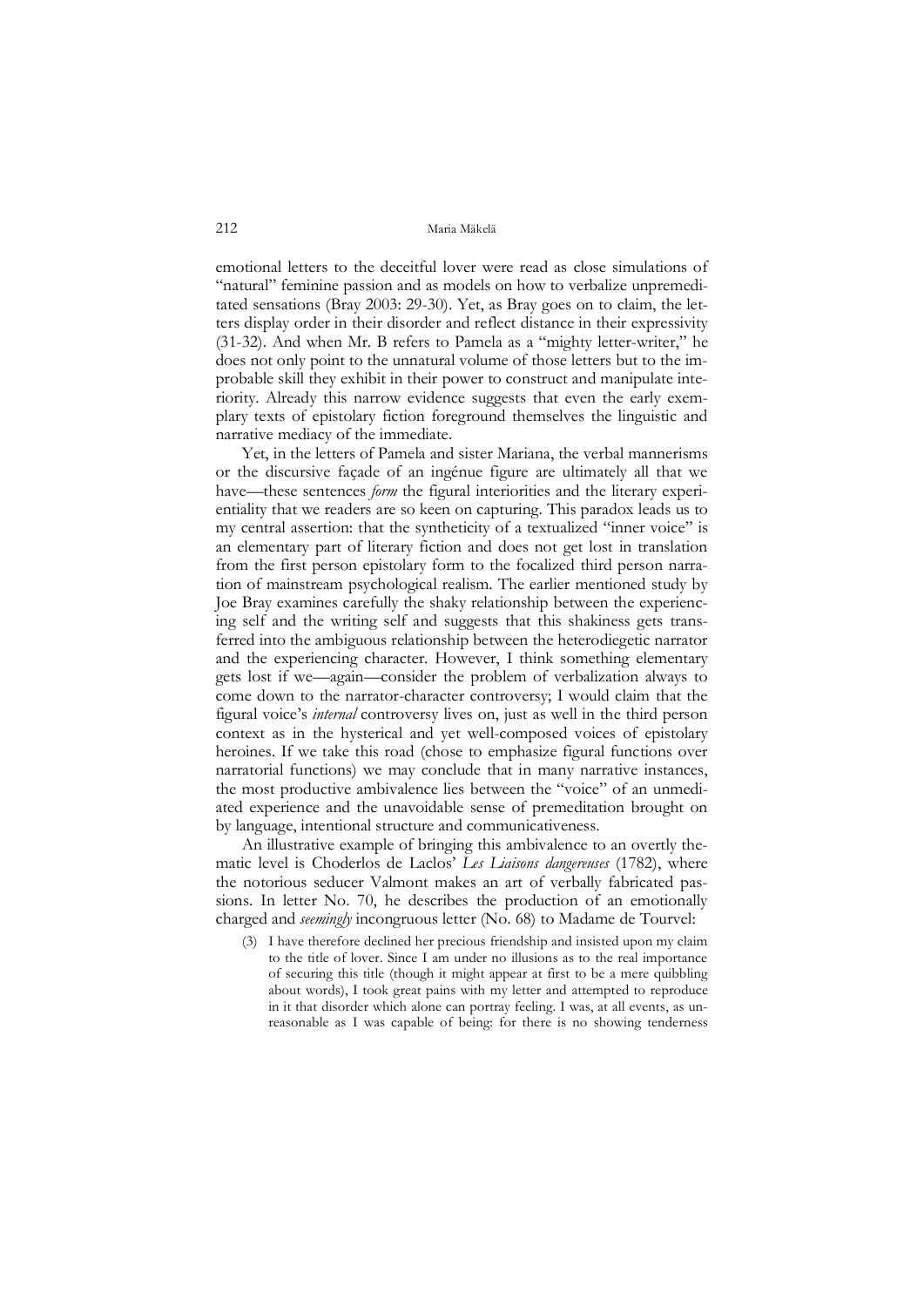emotional letters to the deceitful lover were read as close simulations of "natural" feminine passion and as models on how to verbalize unpremeditated sensations (Bray 2003: 29-30). Yet, as Bray goes on to claim, the letters display order in their disorder and reflect distance in their expressivity (31-32). And when Mr. B refers to Pamela as a "mighty letter-writer," he does not only point to the unnatural volume of those letters but to the improbable skill they exhibit in their power to construct and manipulate interiority. Already this narrow evidence suggests that even the early exemplary texts of epistolary fiction foreground themselves the linguistic and narrative mediacy of the immediate.

Yet, in the letters of Pamela and sister Mariana, the verbal mannerisms or the discursive façade of an ingénue figure are ultimately all that we have—these sentences *form* the figural interiorities and the literary experientiality that we readers are so keen on capturing. This paradox leads us to my central assertion: that the syntheticity of a textualized "inner voice" is an elementary part of literary fiction and does not get lost in translation from the first person epistolary form to the focalized third person narration of mainstream psychological realism. The earlier mentioned study by Joe Bray examines carefully the shaky relationship between the experiencing self and the writing self and suggests that this shakiness gets transferred into the ambiguous relationship between the heterodiegetic narrator and the experiencing character. However, I think something elementary gets lost if we—again—consider the problem of verbalization always to come down to the narrator-character controversy; I would claim that the figural voice's *internal* controversy lives on, just as well in the third person context as in the hysterical and yet well-composed voices of epistolary heroines. If we take this road (chose to emphasize figural functions over narratorial functions) we may conclude that in many narrative instances, the most productive ambivalence lies between the "voice" of an unmediated experience and the unavoidable sense of premeditation brought on by language, intentional structure and communicativeness.

An illustrative example of bringing this ambivalence to an overtly thematic level is Choderlos de Laclos' *Les Liaisons dangereuses* (1782), where the notorious seducer Valmont makes an art of verbally fabricated passions. In letter No. 70, he describes the production of an emotionally charged and *seemingly* incongruous letter (No. 68) to Madame de Tourvel:

> (3) I have therefore declined her precious friendship and insisted upon my claim to the title of lover. Since I am under no illusions as to the real importance of securing this title (though it might appear at first to be a mere quibbling about words), I took great pains with my letter and attempted to reproduce in it that disorder which alone can portray feeling. I was, at all events, as unreasonable as I was capable of being: for there is no showing tenderness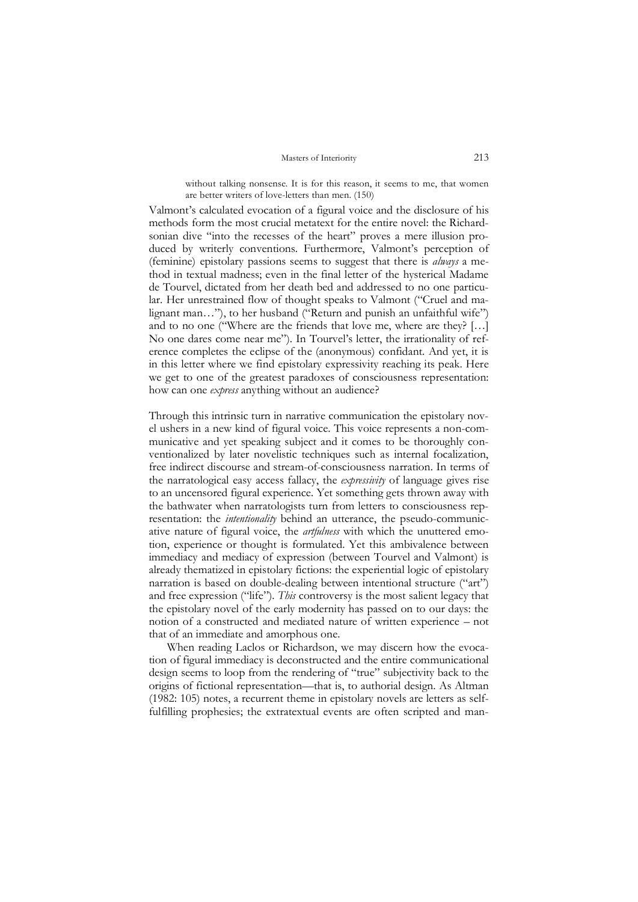> without talking nonsense. It is for this reason, it seems to me, that women are better writers of love-letters than men. (150)

Valmont's calculated evocation of a figural voice and the disclosure of his methods form the most crucial metatext for the entire novel: the Richardsonian dive "into the recesses of the heart" proves a mere illusion produced by writerly conventions. Furthermore, Valmont's perception of (feminine) epistolary passions seems to suggest that there is *always* a method in textual madness; even in the final letter of the hysterical Madame de Tourvel, dictated from her death bed and addressed to no one particular. Her unrestrained flow of thought speaks to Valmont ("Cruel and malignant man…"), to her husband ("Return and punish an unfaithful wife") and to no one ("Where are the friends that love me, where are they? […] No one dares come near me"). In Tourvel's letter, the irrationality of reference completes the eclipse of the (anonymous) confidant. And yet, it is in this letter where we find epistolary expressivity reaching its peak. Here we get to one of the greatest paradoxes of consciousness representation: how can one *express* anything without an audience?

Through this intrinsic turn in narrative communication the epistolary novel ushers in a new kind of figural voice. This voice represents a non-communicative and yet speaking subject and it comes to be thoroughly conventionalized by later novelistic techniques such as internal focalization, free indirect discourse and stream-of-consciousness narration. In terms of the narratological easy access fallacy, the *expressivity* of language gives rise to an uncensored figural experience. Yet something gets thrown away with the bathwater when narratologists turn from letters to consciousness representation: the *intentionality* behind an utterance, the pseudo-communicative nature of figural voice, the *artfulness* with which the unuttered emotion, experience or thought is formulated. Yet this ambivalence between immediacy and mediacy of expression (between Tourvel and Valmont) is already thematized in epistolary fictions: the experiential logic of epistolary narration is based on double-dealing between intentional structure ("art") and free expression ("life"). *This* controversy is the most salient legacy that the epistolary novel of the early modernity has passed on to our days: the notion of a constructed and mediated nature of written experience – not that of an immediate and amorphous one.

When reading Laclos or Richardson, we may discern how the evocation of figural immediacy is deconstructed and the entire communicational design seems to loop from the rendering of "true" subjectivity back to the origins of fictional representation—that is, to authorial design. As Altman (1982: 105) notes, a recurrent theme in epistolary novels are letters as self-fulfilling prophesies; the extratextual events are often scripted and man-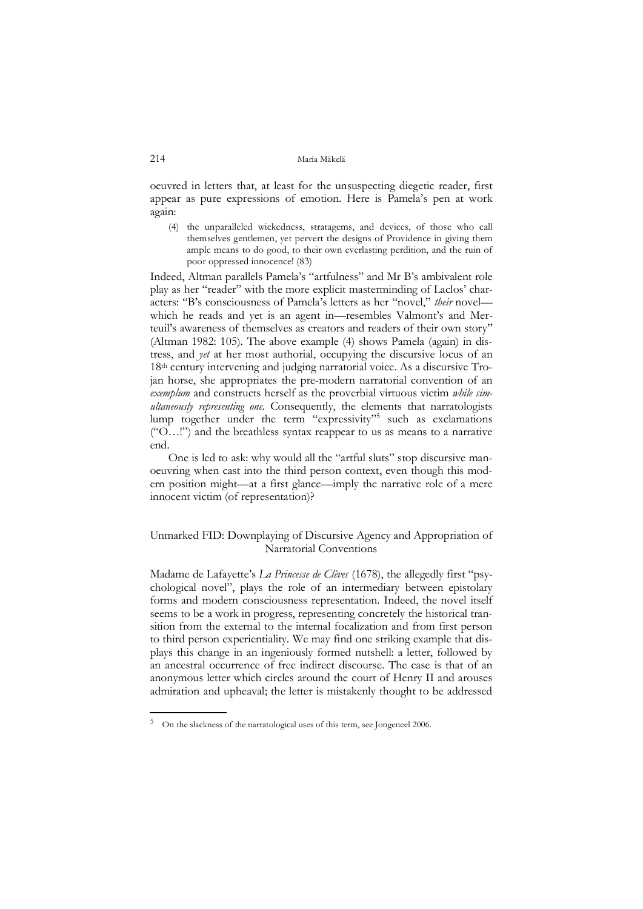oeuvred in letters that, at least for the unsuspecting diegetic reader, first appear as pure expressions of emotion. Here is Pamela's pen at work again:

> (4) the unparalleled wickedness, stratagems, and devices, of those who call themselves gentlemen, yet pervert the designs of Providence in giving them ample means to do good, to their own everlasting perdition, and the ruin of poor oppressed innocence! (83)

Indeed, Altman parallels Pamela's "artfulness" and Mr B's ambivalent role play as her "reader" with the more explicit masterminding of Laclos' characters: "B's consciousness of Pamela's letters as her "novel," *their* novel—which he reads and yet is an agent in—resembles Valmont's and Merteuil's awareness of themselves as creators and readers of their own story" (Altman 1982: 105). The above example (4) shows Pamela (again) in distress, and *yet* at her most authorial, occupying the discursive locus of an 18th century intervening and judging narratorial voice. As a discursive Trojan horse, she appropriates the pre-modern narratorial convention of an *exemplum* and constructs herself as the proverbial virtuous victim *while simultaneously representing one*. Consequently, the elements that narratologists lump together under the term "expressivity"[5] such as exclamations ("O…!") and the breathless syntax reappear to us as means to a narrative end.

One is led to ask: why would all the "artful sluts" stop discursive manoeuvring when cast into the third person context, even though this modern position might—at a first glance—imply the narrative role of a mere innocent victim (of representation)?

## Unmarked FID: Downplaying of Discursive Agency and Appropriation of Narratorial Conventions

Madame de Lafayette's *La Princesse de Clèves* (1678), the allegedly first "psychological novel", plays the role of an intermediary between epistolary forms and modern consciousness representation. Indeed, the novel itself seems to be a work in progress, representing concretely the historical transition from the external to the internal focalization and from first person to third person experientiality. We may find one striking example that displays this change in an ingeniously formed nutshell: a letter, followed by an ancestral occurrence of free indirect discourse. The case is that of an anonymous letter which circles around the court of Henry II and arouses admiration and upheaval; the letter is mistakenly thought to be addressed

---

[5] On the slackness of the narratological uses of this term, see Jongeneel 2006.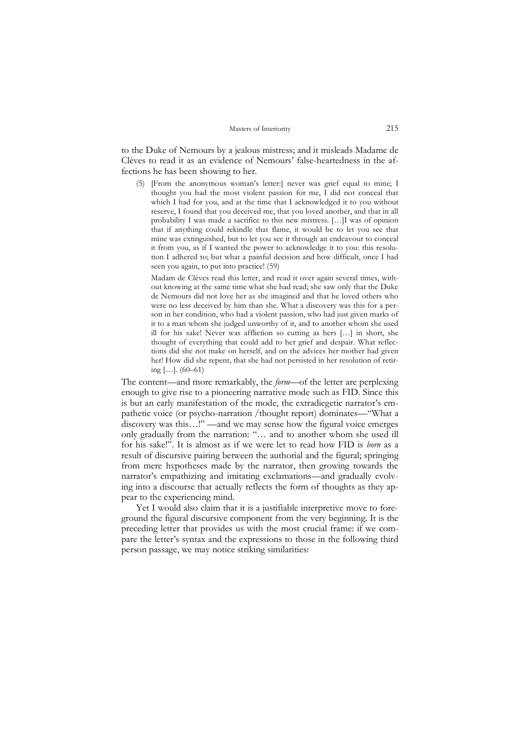to the Duke of Nemours by a jealous mistress; and it misleads Madame de Clèves to read it as an evidence of Nemours' false-heartedness in the affections he has been showing to her.

> (5) [From the anonymous woman's letter:] never was grief equal to mine; I thought you had the most violent passion for me, I did not conceal that which I had for you, and at the time that I acknowledged it to you without reserve, I found that you deceived me, that you loved another, and that in all probability I was made a sacrifice to this new mistress. […]I was of opinion that if anything could rekindle that flame, it would be to let you see that mine was extinguished, but to let you see it through an endeavour to conceal it from you, as if I wanted the power to acknowledge it to you: this resolution I adhered to; but what a painful decision and how difficult, once I had seen you again, to put into practice! (59)
>
> Madam de Clèves read this letter, and read it over again several times, without knowing at the same time what she had read; she saw only that the Duke de Nemours did not love her as she imagined and that he loved others who were no less deceived by him than she. What a discovery was this for a person in her condition, who had a violent passion, who had just given marks of it to a man whom she judged unworthy of it, and to another whom she used ill for his sake! Never was affliction so cutting as hers […] in short, she thought of everything that could add to her grief and despair. What reflections did she not make on herself, and on the advices her mother had given her! How did she repent, that she had not persisted in her resolution of retiring […]. (60–61)

The content—and more remarkably, the *form*—of the letter are perplexing enough to give rise to a pioneering narrative mode such as FID. Since this is but an early manifestation of the mode, the extradiegetic narrator's empathetic voice (or psycho-narration /thought report) dominates—"What a discovery was this…!" —and we may sense how the figural voice emerges only gradually from the narration: "… and to another whom she used ill for his sake!". It is almost as if we were let to read how FID is *born* as a result of discursive pairing between the authorial and the figural; springing from mere hypotheses made by the narrator, then growing towards the narrator's empathizing and imitating exclamations—and gradually evolving into a discourse that actually reflects the form of thoughts as they appear to the experiencing mind.

Yet I would also claim that it is a justifiable interpretive move to foreground the figural discursive component from the very beginning. It is the preceding letter that provides us with the most crucial frame: if we compare the letter's syntax and the expressions to those in the following third person passage, we may notice striking similarities: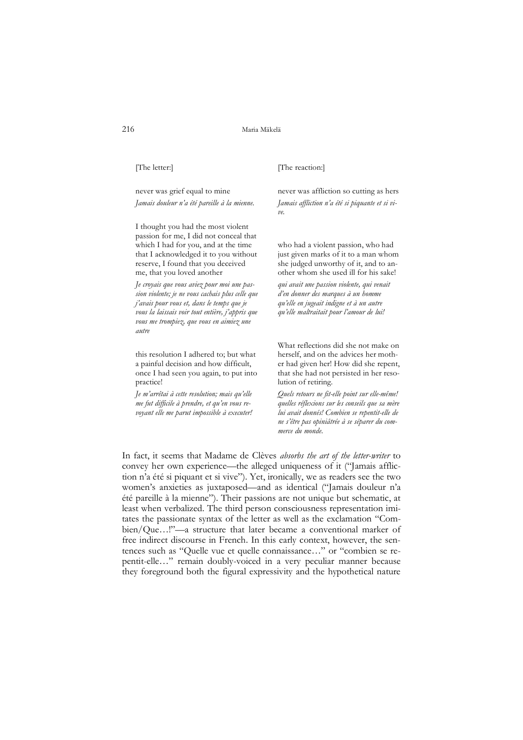| [The letter:] | [The reaction:] |
| --- | --- |
| never was grief equal to mine | never was affliction so cutting as hers |
| *Jamais douleur n'a été pareille à la mienne.* | *Jamais affliction n'a été si piquante et si vive.* |
| I thought you had the most violent passion for me, I did not conceal that which I had for you, and at the time that I acknowledged it to you without reserve, I found that you deceived me, that you loved another | who had a violent passion, who had just given marks of it to a man whom she judged unworthy of it, and to another whom she used ill for his sake! |
| *Je croyais que vous aviez pour moi une passion violente; je ne vous cachais plus celle que j'avais pour vous et, dans le temps que je vous la laissais voir tout entière, j'appris que vous me trompiez, que vous en aimiez une autre* | *qui avait une passion violente, qui venait d'en donner des marques à un homme qu'elle en jugeait indigne et à un autre qu'elle maltraitait pour l'amour de lui!* |
| this resolution I adhered to; but what a painful decision and how difficult, once I had seen you again, to put into practice! | What reflections did she not make on herself, and on the advices her mother had given her! How did she repent, that she had not persisted in her resolution of retiring. |
| *Je m'arrêtai à cette resolution; mais qu'elle me fut difficile à prendre, et qu'en vous revoyant elle me parut impossible à executer!* | *Quels retours ne fit-elle point sur elle-même! quelles réflexions sur les conseils que sa mère lui avait donnés! Combien se repentit-elle de ne s'être pas opiniâtrée à se séparer du commerce du monde.* |

In fact, it seems that Madame de Clèves *absorbs the art of the letter-writer* to convey her own experience—the alleged uniqueness of it ("Jamais affliction n'a été si piquant et si vive"). Yet, ironically, we as readers see the two women's anxieties as juxtaposed—and as identical ("Jamais douleur n'a été pareille à la mienne"). Their passions are not unique but schematic, at least when verbalized. The third person consciousness representation imitates the passionate syntax of the letter as well as the exclamation "Combien/Que…!"—a structure that later became a conventional marker of free indirect discourse in French. In this early context, however, the sentences such as "Quelle vue et quelle connaissance…" or "combien se repentit-elle…" remain doubly-voiced in a very peculiar manner because they foreground both the figural expressivity and the hypothetical nature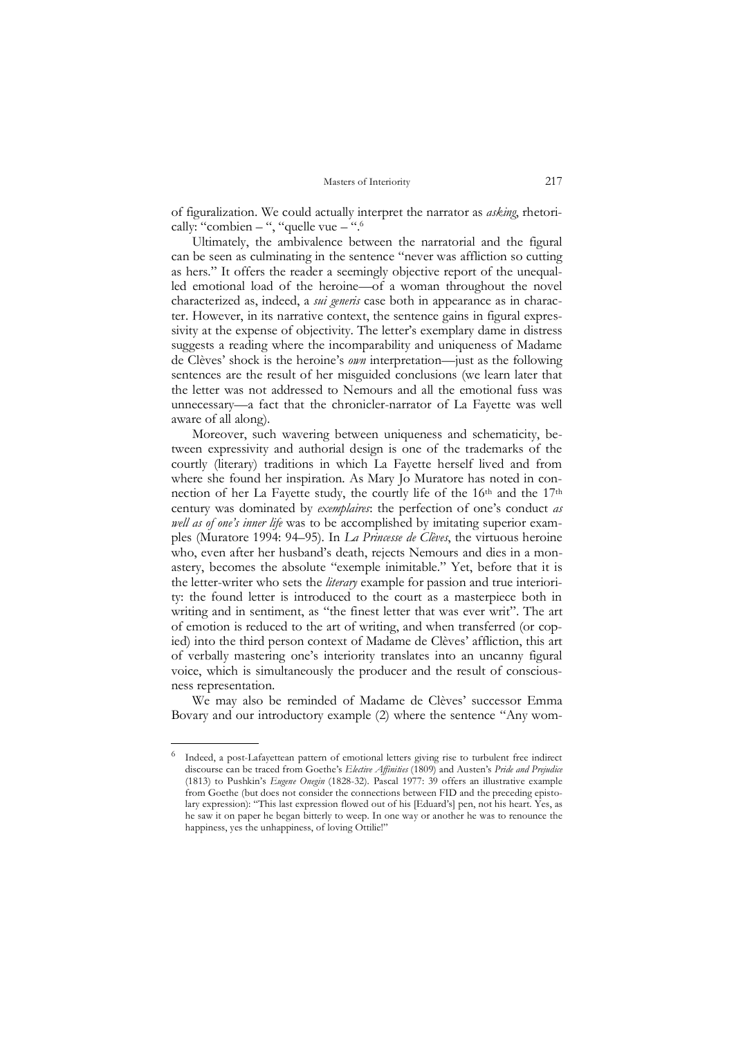of figuralization. We could actually interpret the narrator as *asking*, rhetorically: "combien – ", "quelle vue – ".[6]

Ultimately, the ambivalence between the narratorial and the figural can be seen as culminating in the sentence "never was affliction so cutting as hers." It offers the reader a seemingly objective report of the unequalled emotional load of the heroine—of a woman throughout the novel characterized as, indeed, a *sui generis* case both in appearance as in character. However, in its narrative context, the sentence gains in figural expressivity at the expense of objectivity. The letter's exemplary dame in distress suggests a reading where the incomparability and uniqueness of Madame de Clèves' shock is the heroine's *own* interpretation—just as the following sentences are the result of her misguided conclusions (we learn later that the letter was not addressed to Nemours and all the emotional fuss was unnecessary—a fact that the chronicler-narrator of La Fayette was well aware of all along).

Moreover, such wavering between uniqueness and schematicity, between expressivity and authorial design is one of the trademarks of the courtly (literary) traditions in which La Fayette herself lived and from where she found her inspiration. As Mary Jo Muratore has noted in connection of her La Fayette study, the courtly life of the 16th and the 17th century was dominated by *exemplaires*: the perfection of one's conduct *as well as of one's inner life* was to be accomplished by imitating superior examples (Muratore 1994: 94–95). In *La Princesse de Clèves*, the virtuous heroine who, even after her husband's death, rejects Nemours and dies in a monastery, becomes the absolute "exemple inimitable." Yet, before that it is the letter-writer who sets the *literary* example for passion and true interiority: the found letter is introduced to the court as a masterpiece both in writing and in sentiment, as "the finest letter that was ever writ". The art of emotion is reduced to the art of writing, and when transferred (or copied) into the third person context of Madame de Clèves' affliction, this art of verbally mastering one's interiority translates into an uncanny figural voice, which is simultaneously the producer and the result of consciousness representation.

We may also be reminded of Madame de Clèves' successor Emma Bovary and our introductory example (2) where the sentence "Any wom-

---

[6] Indeed, a post-Lafayettean pattern of emotional letters giving rise to turbulent free indirect discourse can be traced from Goethe's *Elective Affinities* (1809) and Austen's *Pride and Prejudice* (1813) to Pushkin's *Eugene Onegin* (1828-32). Pascal 1977: 39 offers an illustrative example from Goethe (but does not consider the connections between FID and the preceding epistolary expression): "This last expression flowed out of his [Eduard's] pen, not his heart. Yes, as he saw it on paper he began bitterly to weep. In one way or another he was to renounce the happiness, yes the unhappiness, of loving Ottilie!"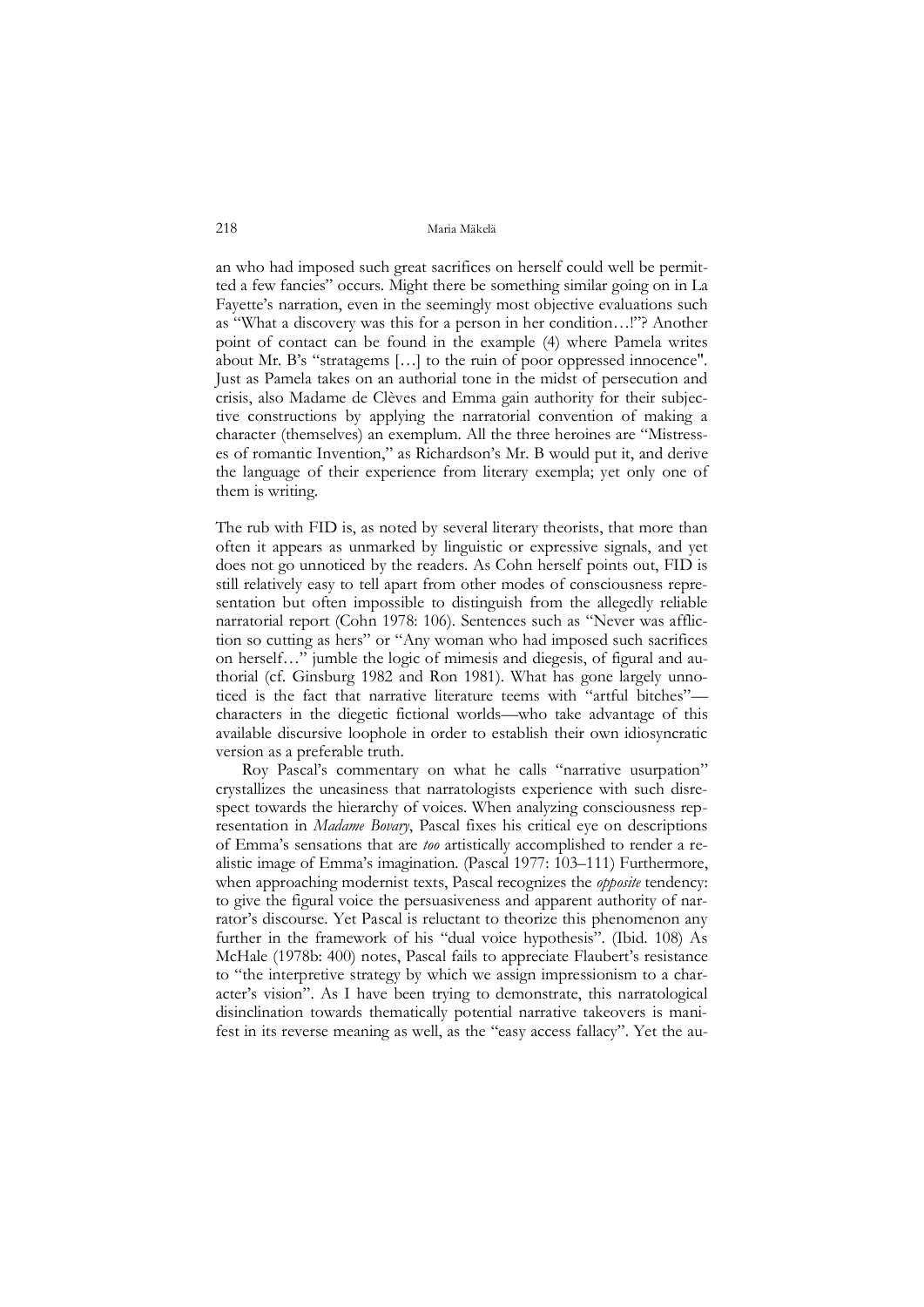an who had imposed such great sacrifices on herself could well be permitted a few fancies" occurs. Might there be something similar going on in La Fayette's narration, even in the seemingly most objective evaluations such as "What a discovery was this for a person in her condition…!"? Another point of contact can be found in the example (4) where Pamela writes about Mr. B's "stratagems […] to the ruin of poor oppressed innocence". Just as Pamela takes on an authorial tone in the midst of persecution and crisis, also Madame de Clèves and Emma gain authority for their subjective constructions by applying the narratorial convention of making a character (themselves) an exemplum. All the three heroines are "Mistresses of romantic Invention," as Richardson's Mr. B would put it, and derive the language of their experience from literary exempla; yet only one of them is writing.

The rub with FID is, as noted by several literary theorists, that more than often it appears as unmarked by linguistic or expressive signals, and yet does not go unnoticed by the readers. As Cohn herself points out, FID is still relatively easy to tell apart from other modes of consciousness representation but often impossible to distinguish from the allegedly reliable narratorial report (Cohn 1978: 106). Sentences such as "Never was affliction so cutting as hers" or "Any woman who had imposed such sacrifices on herself…" jumble the logic of mimesis and diegesis, of figural and authorial (cf. Ginsburg 1982 and Ron 1981). What has gone largely unnoticed is the fact that narrative literature teems with "artful bitches"—characters in the diegetic fictional worlds—who take advantage of this available discursive loophole in order to establish their own idiosyncratic version as a preferable truth.

Roy Pascal's commentary on what he calls "narrative usurpation" crystallizes the uneasiness that narratologists experience with such disrespect towards the hierarchy of voices. When analyzing consciousness representation in *Madame Bovary*, Pascal fixes his critical eye on descriptions of Emma's sensations that are *too* artistically accomplished to render a realistic image of Emma's imagination. (Pascal 1977: 103–111) Furthermore, when approaching modernist texts, Pascal recognizes the *opposite* tendency: to give the figural voice the persuasiveness and apparent authority of narrator's discourse. Yet Pascal is reluctant to theorize this phenomenon any further in the framework of his "dual voice hypothesis". (Ibid. 108) As McHale (1978b: 400) notes, Pascal fails to appreciate Flaubert's resistance to "the interpretive strategy by which we assign impressionism to a character's vision". As I have been trying to demonstrate, this narratological disinclination towards thematically potential narrative takeovers is manifest in its reverse meaning as well, as the "easy access fallacy". Yet the au-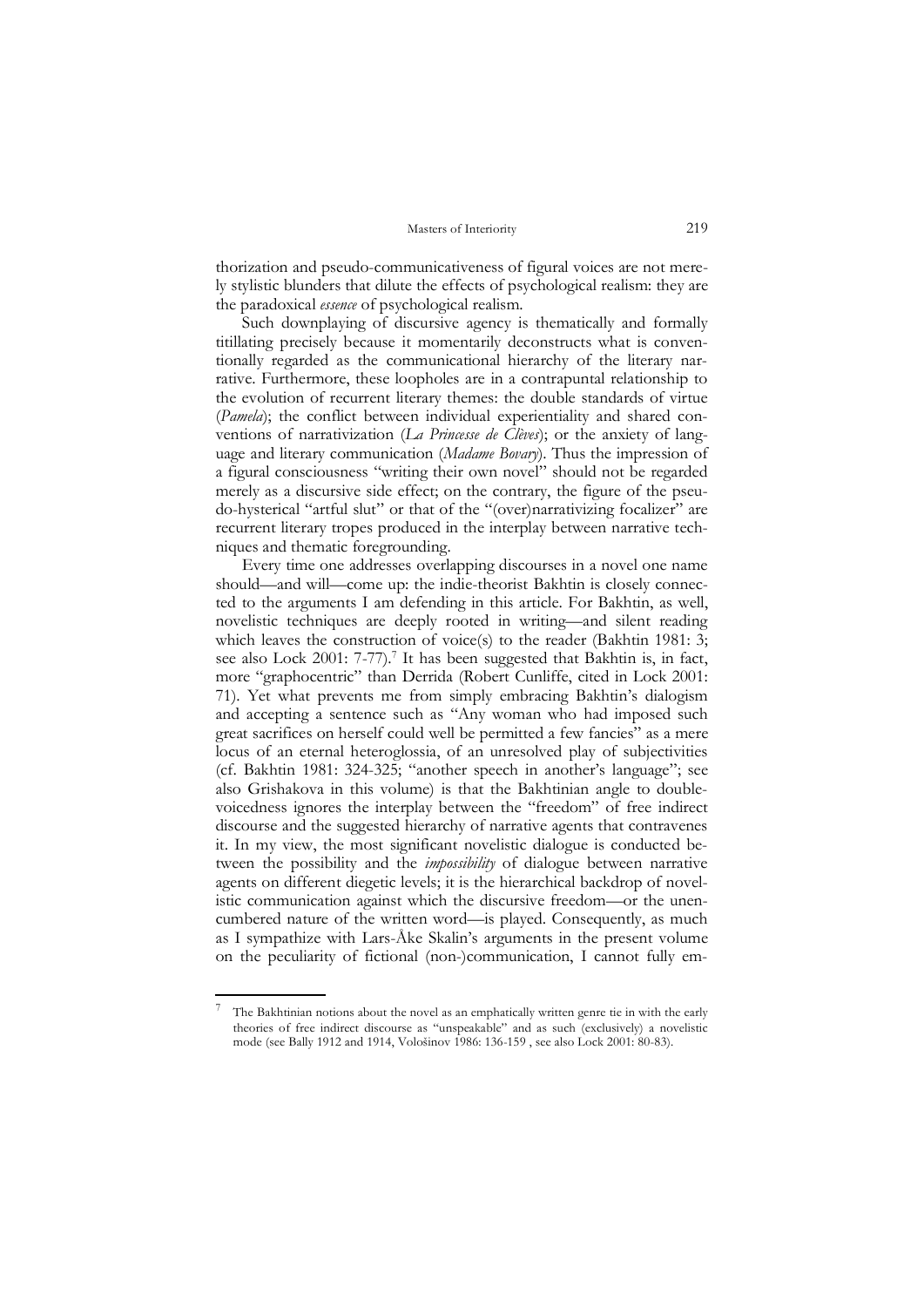thorization and pseudo-communicativeness of figural voices are not merely stylistic blunders that dilute the effects of psychological realism: they are the paradoxical *essence* of psychological realism.

Such downplaying of discursive agency is thematically and formally titillating precisely because it momentarily deconstructs what is conventionally regarded as the communicational hierarchy of the literary narrative. Furthermore, these loopholes are in a contrapuntal relationship to the evolution of recurrent literary themes: the double standards of virtue (*Pamela*); the conflict between individual experientiality and shared conventions of narrativization (*La Princesse de Clèves*); or the anxiety of language and literary communication (*Madame Bovary*). Thus the impression of a figural consciousness "writing their own novel" should not be regarded merely as a discursive side effect; on the contrary, the figure of the pseudo-hysterical "artful slut" or that of the "(over)narrativizing focalizer" are recurrent literary tropes produced in the interplay between narrative techniques and thematic foregrounding.

Every time one addresses overlapping discourses in a novel one name should—and will—come up: the indie-theorist Bakhtin is closely connected to the arguments I am defending in this article. For Bakhtin, as well, novelistic techniques are deeply rooted in writing—and silent reading which leaves the construction of voice(s) to the reader (Bakhtin 1981: 3; see also Lock 2001: 7-77).[7] It has been suggested that Bakhtin is, in fact, more "graphocentric" than Derrida (Robert Cunliffe, cited in Lock 2001: 71). Yet what prevents me from simply embracing Bakhtin's dialogism and accepting a sentence such as "Any woman who had imposed such great sacrifices on herself could well be permitted a few fancies" as a mere locus of an eternal heteroglossia, of an unresolved play of subjectivities (cf. Bakhtin 1981: 324-325; "another speech in another's language"; see also Grishakova in this volume) is that the Bakhtinian angle to double-voicedness ignores the interplay between the "freedom" of free indirect discourse and the suggested hierarchy of narrative agents that contravenes it. In my view, the most significant novelistic dialogue is conducted between the possibility and the *impossibility* of dialogue between narrative agents on different diegetic levels; it is the hierarchical backdrop of novelistic communication against which the discursive freedom—or the unencumbered nature of the written word—is played. Consequently, as much as I sympathize with Lars-Åke Skalin's arguments in the present volume on the peculiarity of fictional (non-)communication, I cannot fully em-

---

[7] The Bakhtinian notions about the novel as an emphatically written genre tie in with the early theories of free indirect discourse as "unspeakable" and as such (exclusively) a novelistic mode (see Bally 1912 and 1914, Vološinov 1986: 136-159 , see also Lock 2001: 80-83).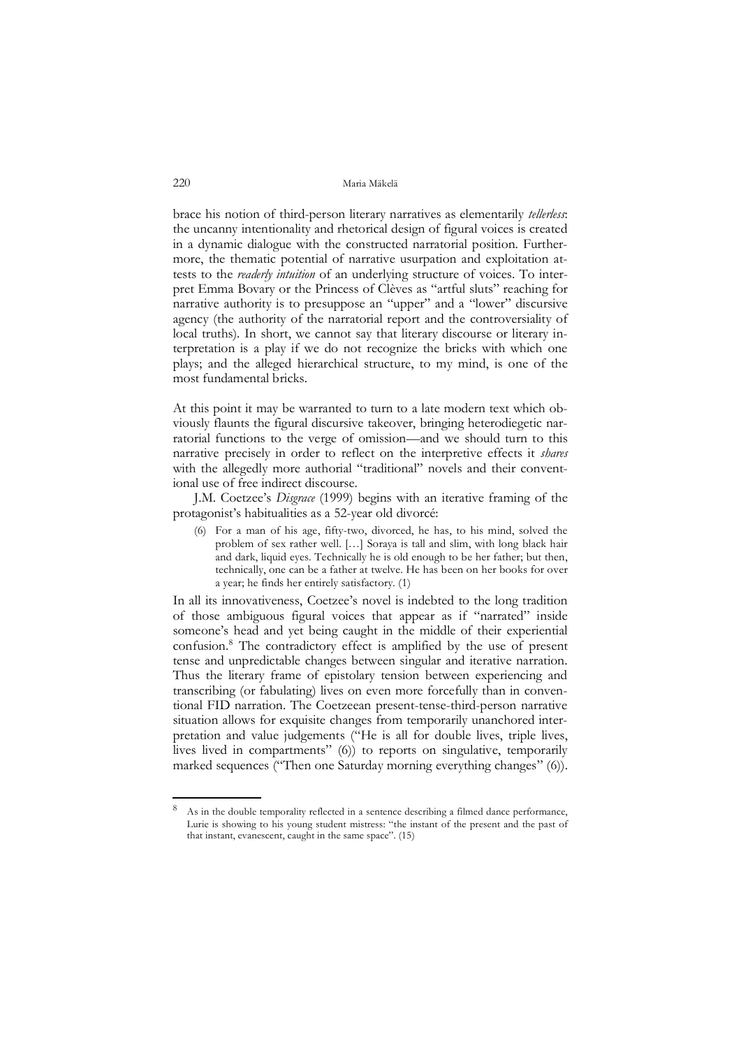brace his notion of third-person literary narratives as elementarily *tellerless*: the uncanny intentionality and rhetorical design of figural voices is created in a dynamic dialogue with the constructed narratorial position. Furthermore, the thematic potential of narrative usurpation and exploitation attests to the *readerly intuition* of an underlying structure of voices. To interpret Emma Bovary or the Princess of Clèves as "artful sluts" reaching for narrative authority is to presuppose an "upper" and a "lower" discursive agency (the authority of the narratorial report and the controversiality of local truths). In short, we cannot say that literary discourse or literary interpretation is a play if we do not recognize the bricks with which one plays; and the alleged hierarchical structure, to my mind, is one of the most fundamental bricks.

At this point it may be warranted to turn to a late modern text which obviously flaunts the figural discursive takeover, bringing heterodiegetic narratorial functions to the verge of omission—and we should turn to this narrative precisely in order to reflect on the interpretive effects it *shares* with the allegedly more authorial "traditional" novels and their conventional use of free indirect discourse.

J.M. Coetzee's *Disgrace* (1999) begins with an iterative framing of the protagonist's habitualities as a 52-year old divorcé:

> (6) For a man of his age, fifty-two, divorced, he has, to his mind, solved the problem of sex rather well. […] Soraya is tall and slim, with long black hair and dark, liquid eyes. Technically he is old enough to be her father; but then, technically, one can be a father at twelve. He has been on her books for over a year; he finds her entirely satisfactory. (1)

In all its innovativeness, Coetzee's novel is indebted to the long tradition of those ambiguous figural voices that appear as if "narrated" inside someone's head and yet being caught in the middle of their experiential confusion.[8] The contradictory effect is amplified by the use of present tense and unpredictable changes between singular and iterative narration. Thus the literary frame of epistolary tension between experiencing and transcribing (or fabulating) lives on even more forcefully than in conventional FID narration. The Coetzeean present-tense-third-person narrative situation allows for exquisite changes from temporarily unanchored interpretation and value judgements ("He is all for double lives, triple lives, lives lived in compartments" (6)) to reports on singulative, temporarily marked sequences ("Then one Saturday morning everything changes" (6)).

[8] As in the double temporality reflected in a sentence describing a filmed dance performance, Lurie is showing to his young student mistress: "the instant of the present and the past of that instant, evanescent, caught in the same space". (15)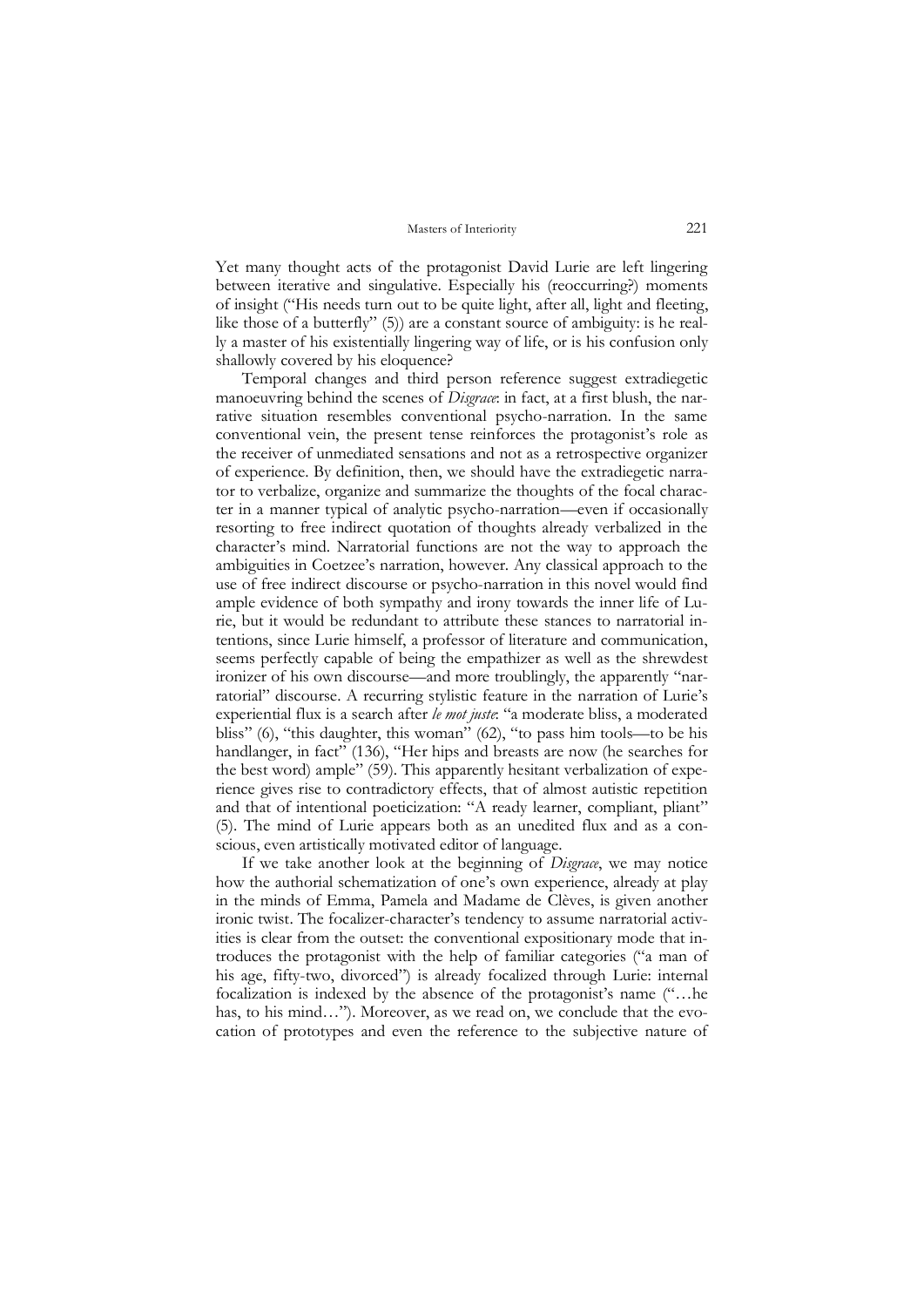Yet many thought acts of the protagonist David Lurie are left lingering between iterative and singulative. Especially his (reoccurring?) moments of insight ("His needs turn out to be quite light, after all, light and fleeting, like those of a butterfly" (5)) are a constant source of ambiguity: is he really a master of his existentially lingering way of life, or is his confusion only shallowly covered by his eloquence?

Temporal changes and third person reference suggest extradiegetic manoeuvring behind the scenes of *Disgrace*: in fact, at a first blush, the narrative situation resembles conventional psycho-narration. In the same conventional vein, the present tense reinforces the protagonist's role as the receiver of unmediated sensations and not as a retrospective organizer of experience. By definition, then, we should have the extradiegetic narrator to verbalize, organize and summarize the thoughts of the focal character in a manner typical of analytic psycho-narration—even if occasionally resorting to free indirect quotation of thoughts already verbalized in the character's mind. Narratorial functions are not the way to approach the ambiguities in Coetzee's narration, however. Any classical approach to the use of free indirect discourse or psycho-narration in this novel would find ample evidence of both sympathy and irony towards the inner life of Lurie, but it would be redundant to attribute these stances to narratorial intentions, since Lurie himself, a professor of literature and communication, seems perfectly capable of being the empathizer as well as the shrewdest ironizer of his own discourse—and more troublingly, the apparently "narratorial" discourse. A recurring stylistic feature in the narration of Lurie's experiential flux is a search after *le mot juste*: "a moderate bliss, a moderated bliss" (6), "this daughter, this woman" (62), "to pass him tools—to be his handlanger, in fact" (136), "Her hips and breasts are now (he searches for the best word) ample" (59). This apparently hesitant verbalization of experience gives rise to contradictory effects, that of almost autistic repetition and that of intentional poeticization: "A ready learner, compliant, pliant" (5). The mind of Lurie appears both as an unedited flux and as a conscious, even artistically motivated editor of language.

If we take another look at the beginning of *Disgrace*, we may notice how the authorial schematization of one's own experience, already at play in the minds of Emma, Pamela and Madame de Clèves, is given another ironic twist. The focalizer-character's tendency to assume narratorial activities is clear from the outset: the conventional expositionary mode that introduces the protagonist with the help of familiar categories ("a man of his age, fifty-two, divorced") is already focalized through Lurie: internal focalization is indexed by the absence of the protagonist's name ("…he has, to his mind…"). Moreover, as we read on, we conclude that the evocation of prototypes and even the reference to the subjective nature of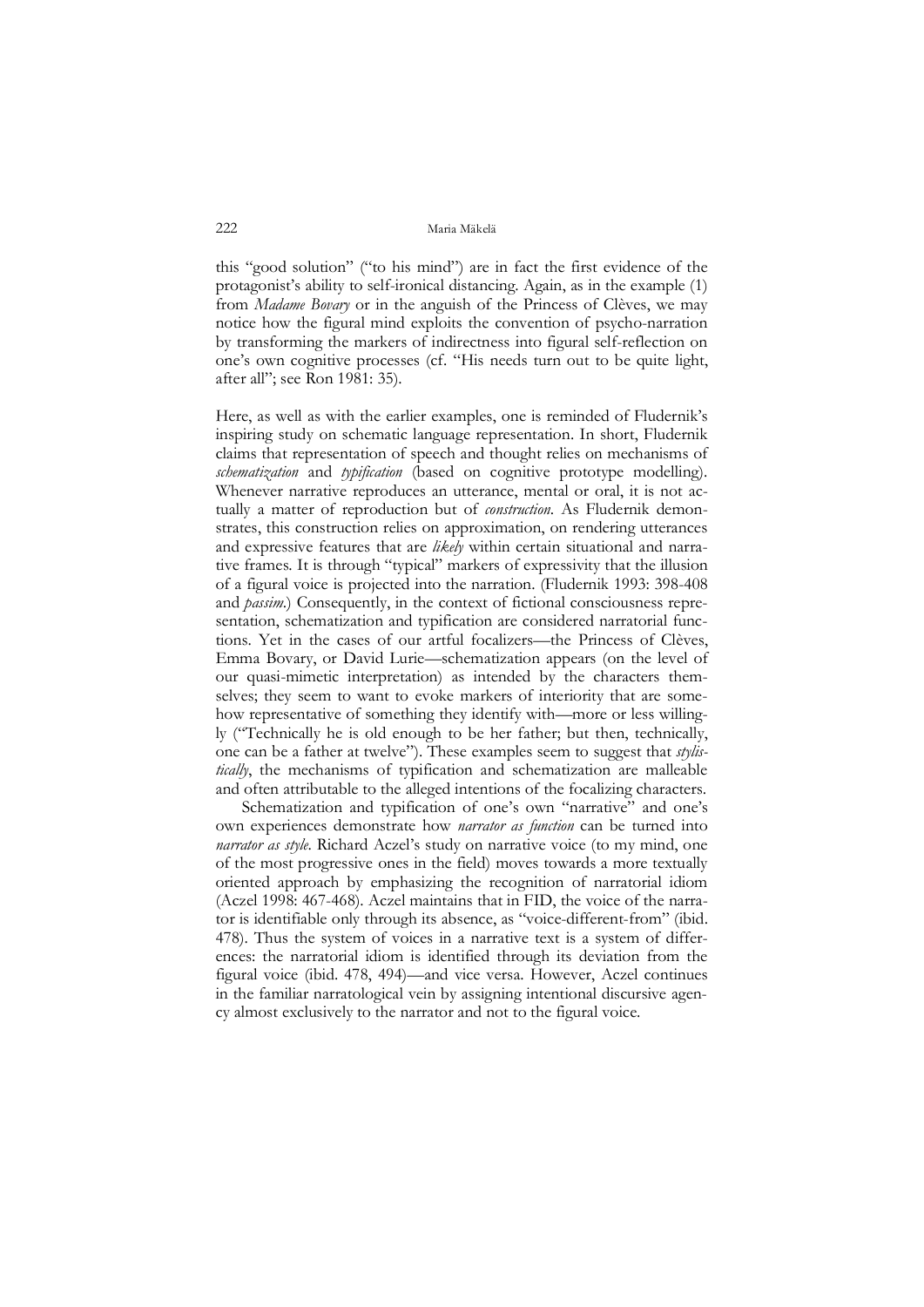this "good solution" ("to his mind") are in fact the first evidence of the protagonist's ability to self-ironical distancing. Again, as in the example (1) from *Madame Bovary* or in the anguish of the Princess of Clèves, we may notice how the figural mind exploits the convention of psycho-narration by transforming the markers of indirectness into figural self-reflection on one's own cognitive processes (cf. "His needs turn out to be quite light, after all"; see Ron 1981: 35).

Here, as well as with the earlier examples, one is reminded of Fludernik's inspiring study on schematic language representation. In short, Fludernik claims that representation of speech and thought relies on mechanisms of *schematization* and *typification* (based on cognitive prototype modelling). Whenever narrative reproduces an utterance, mental or oral, it is not actually a matter of reproduction but of *construction*. As Fludernik demonstrates, this construction relies on approximation, on rendering utterances and expressive features that are *likely* within certain situational and narrative frames. It is through "typical" markers of expressivity that the illusion of a figural voice is projected into the narration. (Fludernik 1993: 398-408 and *passim*.) Consequently, in the context of fictional consciousness representation, schematization and typification are considered narratorial functions. Yet in the cases of our artful focalizers—the Princess of Clèves, Emma Bovary, or David Lurie—schematization appears (on the level of our quasi-mimetic interpretation) as intended by the characters themselves; they seem to want to evoke markers of interiority that are somehow representative of something they identify with—more or less willingly ("Technically he is old enough to be her father; but then, technically, one can be a father at twelve"). These examples seem to suggest that *stylistically*, the mechanisms of typification and schematization are malleable and often attributable to the alleged intentions of the focalizing characters.

Schematization and typification of one's own "narrative" and one's own experiences demonstrate how *narrator as function* can be turned into *narrator as style*. Richard Aczel's study on narrative voice (to my mind, one of the most progressive ones in the field) moves towards a more textually oriented approach by emphasizing the recognition of narratorial idiom (Aczel 1998: 467-468). Aczel maintains that in FID, the voice of the narrator is identifiable only through its absence, as "voice-different-from" (ibid. 478). Thus the system of voices in a narrative text is a system of differences: the narratorial idiom is identified through its deviation from the figural voice (ibid. 478, 494)—and vice versa. However, Aczel continues in the familiar narratological vein by assigning intentional discursive agency almost exclusively to the narrator and not to the figural voice.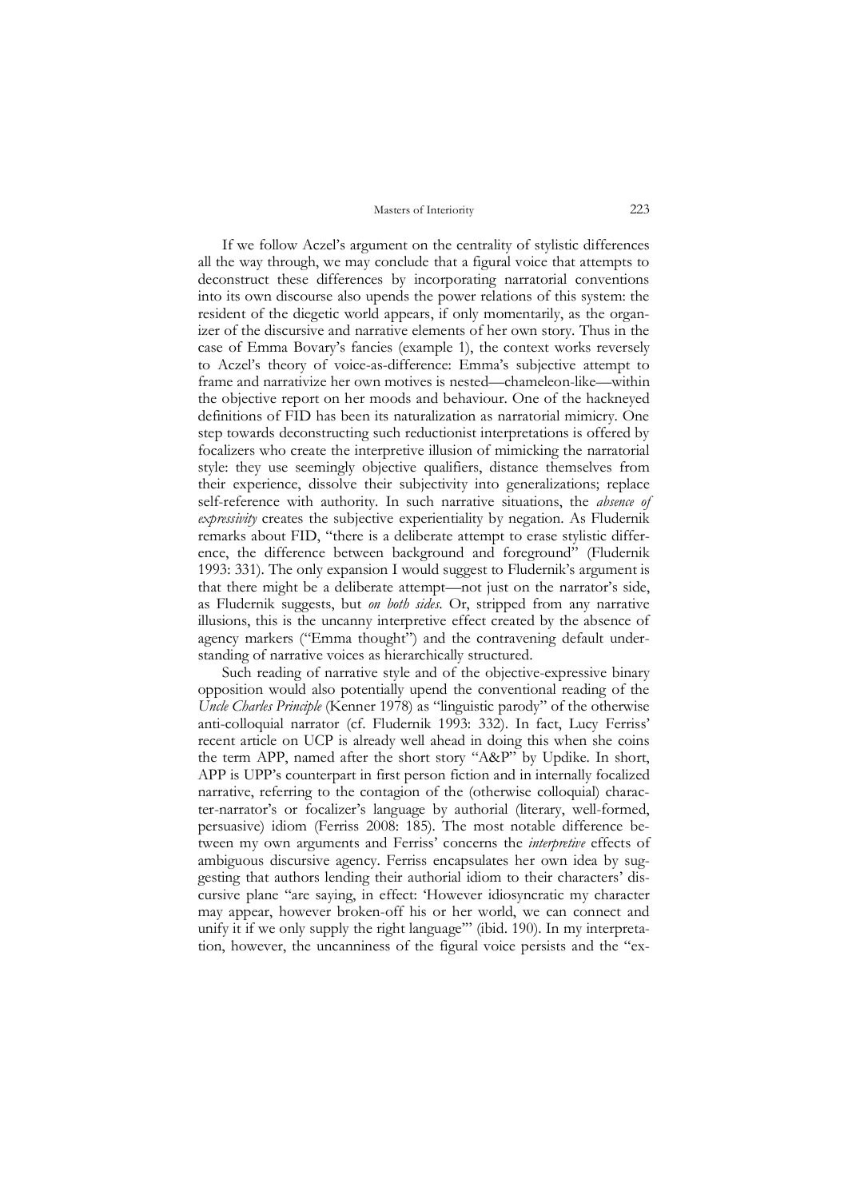If we follow Aczel's argument on the centrality of stylistic differences all the way through, we may conclude that a figural voice that attempts to deconstruct these differences by incorporating narratorial conventions into its own discourse also upends the power relations of this system: the resident of the diegetic world appears, if only momentarily, as the organizer of the discursive and narrative elements of her own story. Thus in the case of Emma Bovary's fancies (example 1), the context works reversely to Aczel's theory of voice-as-difference: Emma's subjective attempt to frame and narrativize her own motives is nested—chameleon-like—within the objective report on her moods and behaviour. One of the hackneyed definitions of FID has been its naturalization as narratorial mimicry. One step towards deconstructing such reductionist interpretations is offered by focalizers who create the interpretive illusion of mimicking the narratorial style: they use seemingly objective qualifiers, distance themselves from their experience, dissolve their subjectivity into generalizations; replace self-reference with authority. In such narrative situations, the *absence of expressivity* creates the subjective experientiality by negation. As Fludernik remarks about FID, "there is a deliberate attempt to erase stylistic difference, the difference between background and foreground" (Fludernik 1993: 331). The only expansion I would suggest to Fludernik's argument is that there might be a deliberate attempt—not just on the narrator's side, as Fludernik suggests, but *on both sides*. Or, stripped from any narrative illusions, this is the uncanny interpretive effect created by the absence of agency markers ("Emma thought") and the contravening default understanding of narrative voices as hierarchically structured.

Such reading of narrative style and of the objective-expressive binary opposition would also potentially upend the conventional reading of the *Uncle Charles Principle* (Kenner 1978) as "linguistic parody" of the otherwise anti-colloquial narrator (cf. Fludernik 1993: 332). In fact, Lucy Ferriss' recent article on UCP is already well ahead in doing this when she coins the term APP, named after the short story "A&P" by Updike. In short, APP is UPP's counterpart in first person fiction and in internally focalized narrative, referring to the contagion of the (otherwise colloquial) character-narrator's or focalizer's language by authorial (literary, well-formed, persuasive) idiom (Ferriss 2008: 185). The most notable difference between my own arguments and Ferriss' concerns the *interpretive* effects of ambiguous discursive agency. Ferriss encapsulates her own idea by suggesting that authors lending their authorial idiom to their characters' discursive plane "are saying, in effect: 'However idiosyncratic my character may appear, however broken-off his or her world, we can connect and unify it if we only supply the right language'" (ibid. 190). In my interpretation, however, the uncanniness of the figural voice persists and the "ex-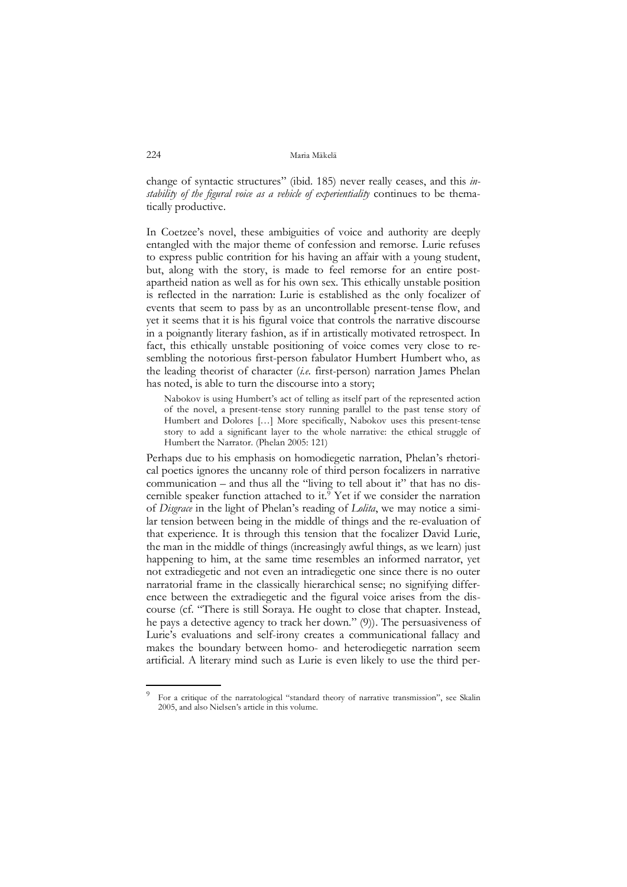change of syntactic structures" (ibid. 185) never really ceases, and this *instability of the figural voice as a vehicle of experientiality* continues to be thematically productive.

In Coetzee's novel, these ambiguities of voice and authority are deeply entangled with the major theme of confession and remorse. Lurie refuses to express public contrition for his having an affair with a young student, but, along with the story, is made to feel remorse for an entire post-apartheid nation as well as for his own sex. This ethically unstable position is reflected in the narration: Lurie is established as the only focalizer of events that seem to pass by as an uncontrollable present-tense flow, and yet it seems that it is his figural voice that controls the narrative discourse in a poignantly literary fashion, as if in artistically motivated retrospect. In fact, this ethically unstable positioning of voice comes very close to resembling the notorious first-person fabulator Humbert Humbert who, as the leading theorist of character (*i.e.* first-person) narration James Phelan has noted, is able to turn the discourse into a story;

> Nabokov is using Humbert's act of telling as itself part of the represented action of the novel, a present-tense story running parallel to the past tense story of Humbert and Dolores […] More specifically, Nabokov uses this present-tense story to add a significant layer to the whole narrative: the ethical struggle of Humbert the Narrator. (Phelan 2005: 121)

Perhaps due to his emphasis on homodiegetic narration, Phelan's rhetorical poetics ignores the uncanny role of third person focalizers in narrative communication – and thus all the "living to tell about it" that has no discernible speaker function attached to it.[9] Yet if we consider the narration of *Disgrace* in the light of Phelan's reading of *Lolita*, we may notice a similar tension between being in the middle of things and the re-evaluation of that experience. It is through this tension that the focalizer David Lurie, the man in the middle of things (increasingly awful things, as we learn) just happening to him, at the same time resembles an informed narrator, yet not extradiegetic and not even an intradiegetic one since there is no outer narratorial frame in the classically hierarchical sense; no signifying difference between the extradiegetic and the figural voice arises from the discourse (cf. "There is still Soraya. He ought to close that chapter. Instead, he pays a detective agency to track her down." (9)). The persuasiveness of Lurie's evaluations and self-irony creates a communicational fallacy and makes the boundary between homo- and heterodiegetic narration seem artificial. A literary mind such as Lurie is even likely to use the third per-

---

[9] For a critique of the narratological "standard theory of narrative transmission", see Skalin 2005, and also Nielsen's article in this volume.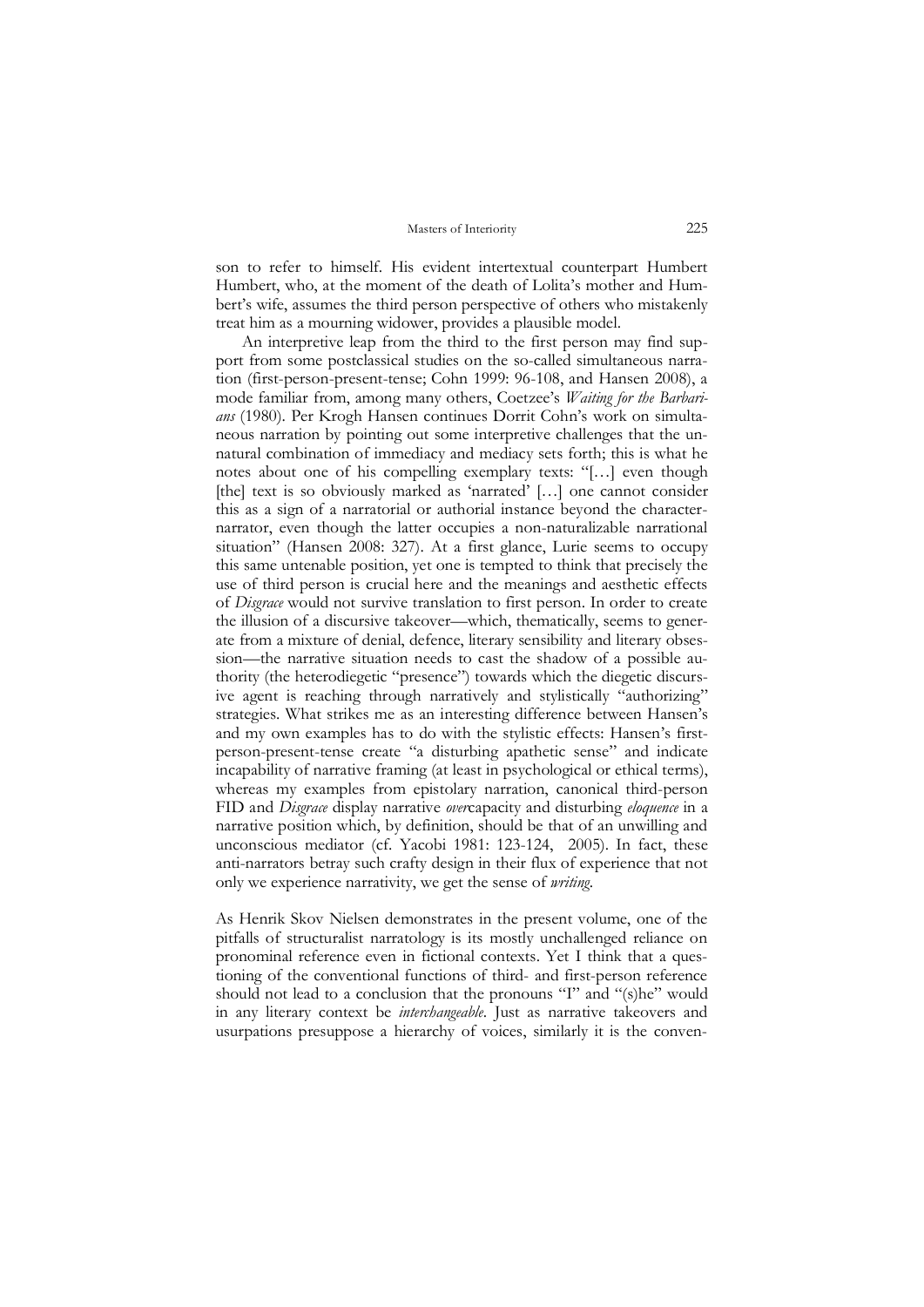son to refer to himself. His evident intertextual counterpart Humbert Humbert, who, at the moment of the death of Lolita's mother and Humbert's wife, assumes the third person perspective of others who mistakenly treat him as a mourning widower, provides a plausible model.

An interpretive leap from the third to the first person may find support from some postclassical studies on the so-called simultaneous narration (first-person-present-tense; Cohn 1999: 96-108, and Hansen 2008), a mode familiar from, among many others, Coetzee's *Waiting for the Barbarians* (1980). Per Krogh Hansen continues Dorrit Cohn's work on simultaneous narration by pointing out some interpretive challenges that the unnatural combination of immediacy and mediacy sets forth; this is what he notes about one of his compelling exemplary texts: "[…] even though [the] text is so obviously marked as 'narrated' […] one cannot consider this as a sign of a narratorial or authorial instance beyond the character-narrator, even though the latter occupies a non-naturalizable narrational situation" (Hansen 2008: 327). At a first glance, Lurie seems to occupy this same untenable position, yet one is tempted to think that precisely the use of third person is crucial here and the meanings and aesthetic effects of *Disgrace* would not survive translation to first person. In order to create the illusion of a discursive takeover—which, thematically, seems to generate from a mixture of denial, defence, literary sensibility and literary obsession—the narrative situation needs to cast the shadow of a possible authority (the heterodiegetic "presence") towards which the diegetic discursive agent is reaching through narratively and stylistically "authorizing" strategies. What strikes me as an interesting difference between Hansen's and my own examples has to do with the stylistic effects: Hansen's first-person-present-tense create "a disturbing apathetic sense" and indicate incapability of narrative framing (at least in psychological or ethical terms), whereas my examples from epistolary narration, canonical third-person FID and *Disgrace* display narrative *over*capacity and disturbing *eloquence* in a narrative position which, by definition, should be that of an unwilling and unconscious mediator (cf. Yacobi 1981: 123-124, 2005). In fact, these anti-narrators betray such crafty design in their flux of experience that not only we experience narrativity, we get the sense of *writing*.

As Henrik Skov Nielsen demonstrates in the present volume, one of the pitfalls of structuralist narratology is its mostly unchallenged reliance on pronominal reference even in fictional contexts. Yet I think that a questioning of the conventional functions of third- and first-person reference should not lead to a conclusion that the pronouns "I" and "(s)he" would in any literary context be *interchangeable*. Just as narrative takeovers and usurpations presuppose a hierarchy of voices, similarly it is the conven-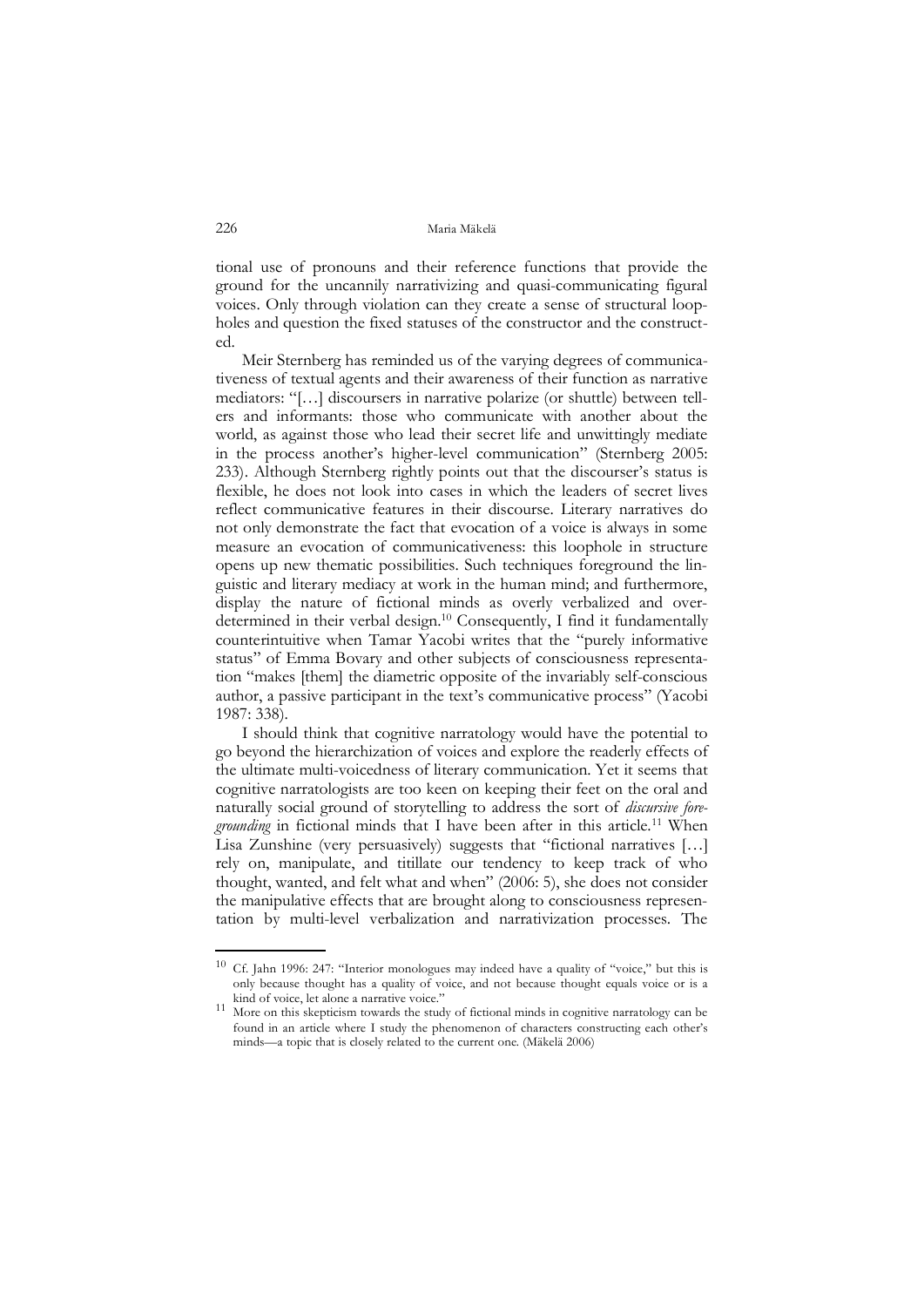tional use of pronouns and their reference functions that provide the ground for the uncannily narrativizing and quasi-communicating figural voices. Only through violation can they create a sense of structural loopholes and question the fixed statuses of the constructor and the constructed.

Meir Sternberg has reminded us of the varying degrees of communicativeness of textual agents and their awareness of their function as narrative mediators: "[…] discoursers in narrative polarize (or shuttle) between tellers and informants: those who communicate with another about the world, as against those who lead their secret life and unwittingly mediate in the process another's higher-level communication" (Sternberg 2005: 233). Although Sternberg rightly points out that the discourser's status is flexible, he does not look into cases in which the leaders of secret lives reflect communicative features in their discourse. Literary narratives do not only demonstrate the fact that evocation of a voice is always in some measure an evocation of communicativeness: this loophole in structure opens up new thematic possibilities. Such techniques foreground the linguistic and literary mediacy at work in the human mind; and furthermore, display the nature of fictional minds as overly verbalized and overdetermined in their verbal design.[10] Consequently, I find it fundamentally counterintuitive when Tamar Yacobi writes that the "purely informative status" of Emma Bovary and other subjects of consciousness representation "makes [them] the diametric opposite of the invariably self-conscious author, a passive participant in the text's communicative process" (Yacobi 1987: 338).

I should think that cognitive narratology would have the potential to go beyond the hierarchization of voices and explore the readerly effects of the ultimate multi-voicedness of literary communication. Yet it seems that cognitive narratologists are too keen on keeping their feet on the oral and naturally social ground of storytelling to address the sort of *discursive foregrounding* in fictional minds that I have been after in this article.[11] When Lisa Zunshine (very persuasively) suggests that "fictional narratives […] rely on, manipulate, and titillate our tendency to keep track of who thought, wanted, and felt what and when" (2006: 5), she does not consider the manipulative effects that are brought along to consciousness representation by multi-level verbalization and narrativization processes. The

---

[10] Cf. Jahn 1996: 247: "Interior monologues may indeed have a quality of "voice," but this is only because thought has a quality of voice, and not because thought equals voice or is a kind of voice, let alone a narrative voice."

[11] More on this skepticism towards the study of fictional minds in cognitive narratology can be found in an article where I study the phenomenon of characters constructing each other's minds—a topic that is closely related to the current one. (Mäkelä 2006)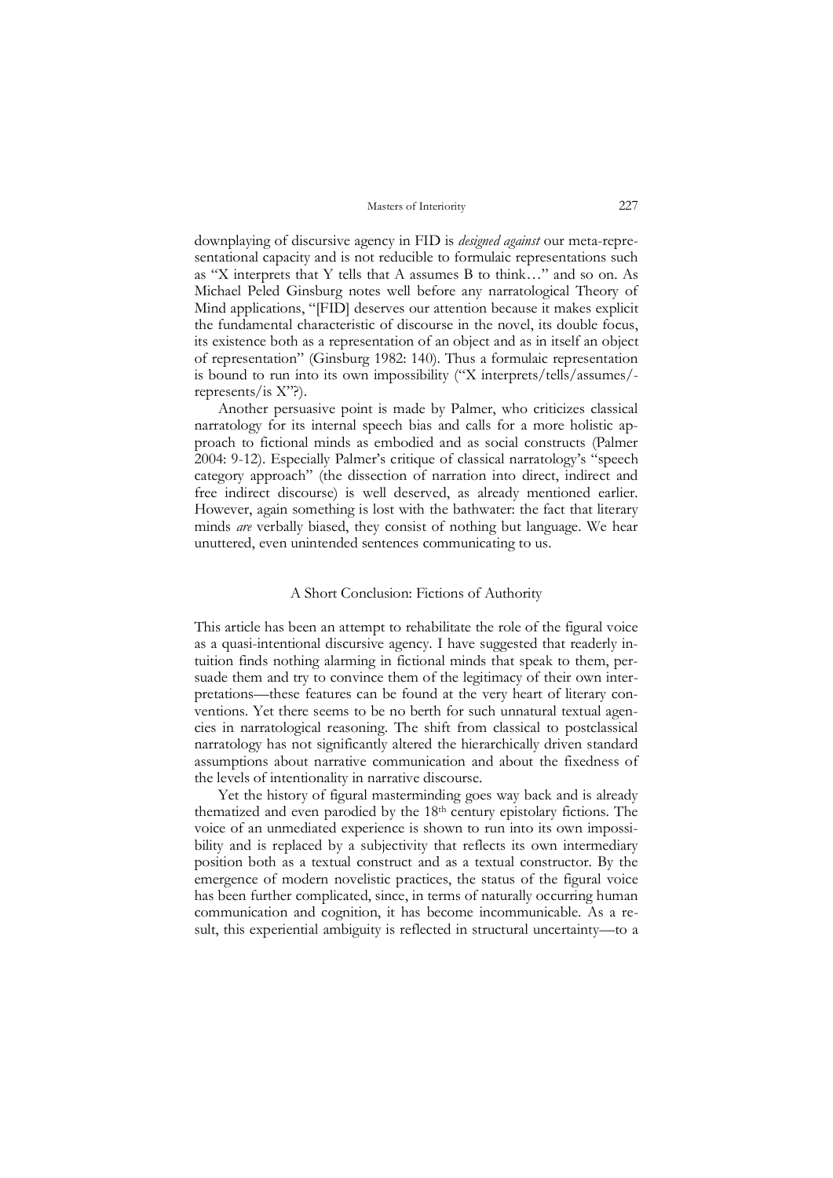downplaying of discursive agency in FID is *designed against* our meta-representational capacity and is not reducible to formulaic representations such as "X interprets that Y tells that A assumes B to think…" and so on. As Michael Peled Ginsburg notes well before any narratological Theory of Mind applications, "[FID] deserves our attention because it makes explicit the fundamental characteristic of discourse in the novel, its double focus, its existence both as a representation of an object and as in itself an object of representation" (Ginsburg 1982: 140). Thus a formulaic representation is bound to run into its own impossibility ("X interprets/tells/assumes/-represents/is X"?).

Another persuasive point is made by Palmer, who criticizes classical narratology for its internal speech bias and calls for a more holistic approach to fictional minds as embodied and as social constructs (Palmer 2004: 9-12). Especially Palmer's critique of classical narratology's "speech category approach" (the dissection of narration into direct, indirect and free indirect discourse) is well deserved, as already mentioned earlier. However, again something is lost with the bathwater: the fact that literary minds *are* verbally biased, they consist of nothing but language. We hear unuttered, even unintended sentences communicating to us.

## A Short Conclusion: Fictions of Authority

This article has been an attempt to rehabilitate the role of the figural voice as a quasi-intentional discursive agency. I have suggested that readerly intuition finds nothing alarming in fictional minds that speak to them, persuade them and try to convince them of the legitimacy of their own interpretations—these features can be found at the very heart of literary conventions. Yet there seems to be no berth for such unnatural textual agencies in narratological reasoning. The shift from classical to postclassical narratology has not significantly altered the hierarchically driven standard assumptions about narrative communication and about the fixedness of the levels of intentionality in narrative discourse.

Yet the history of figural masterminding goes way back and is already thematized and even parodied by the 18th century epistolary fictions. The voice of an unmediated experience is shown to run into its own impossibility and is replaced by a subjectivity that reflects its own intermediary position both as a textual construct and as a textual constructor. By the emergence of modern novelistic practices, the status of the figural voice has been further complicated, since, in terms of naturally occurring human communication and cognition, it has become incommunicable. As a result, this experiential ambiguity is reflected in structural uncertainty—to a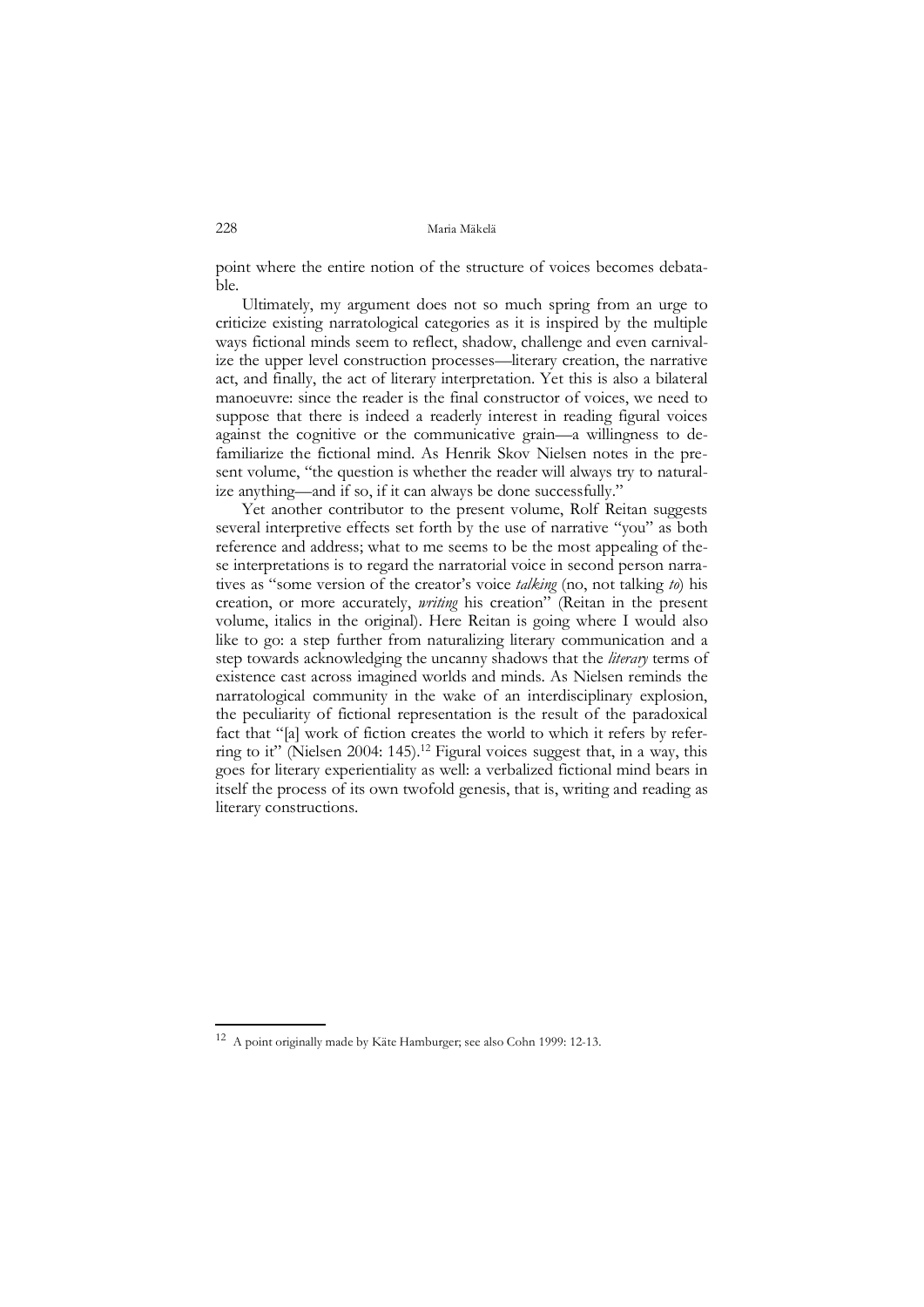point where the entire notion of the structure of voices becomes debatable.

Ultimately, my argument does not so much spring from an urge to criticize existing narratological categories as it is inspired by the multiple ways fictional minds seem to reflect, shadow, challenge and even carnivalize the upper level construction processes—literary creation, the narrative act, and finally, the act of literary interpretation. Yet this is also a bilateral manoeuvre: since the reader is the final constructor of voices, we need to suppose that there is indeed a readerly interest in reading figural voices against the cognitive or the communicative grain—a willingness to defamiliarize the fictional mind. As Henrik Skov Nielsen notes in the present volume, "the question is whether the reader will always try to naturalize anything—and if so, if it can always be done successfully."

Yet another contributor to the present volume, Rolf Reitan suggests several interpretive effects set forth by the use of narrative "you" as both reference and address; what to me seems to be the most appealing of these interpretations is to regard the narratorial voice in second person narratives as "some version of the creator's voice *talking* (no, not talking *to*) his creation, or more accurately, *writing* his creation" (Reitan in the present volume, italics in the original). Here Reitan is going where I would also like to go: a step further from naturalizing literary communication and a step towards acknowledging the uncanny shadows that the *literary* terms of existence cast across imagined worlds and minds. As Nielsen reminds the narratological community in the wake of an interdisciplinary explosion, the peculiarity of fictional representation is the result of the paradoxical fact that "[a] work of fiction creates the world to which it refers by referring to it" (Nielsen 2004: 145).[12] Figural voices suggest that, in a way, this goes for literary experientiality as well: a verbalized fictional mind bears in itself the process of its own twofold genesis, that is, writing and reading as literary constructions.

---

[12] A point originally made by Käte Hamburger; see also Cohn 1999: 12-13.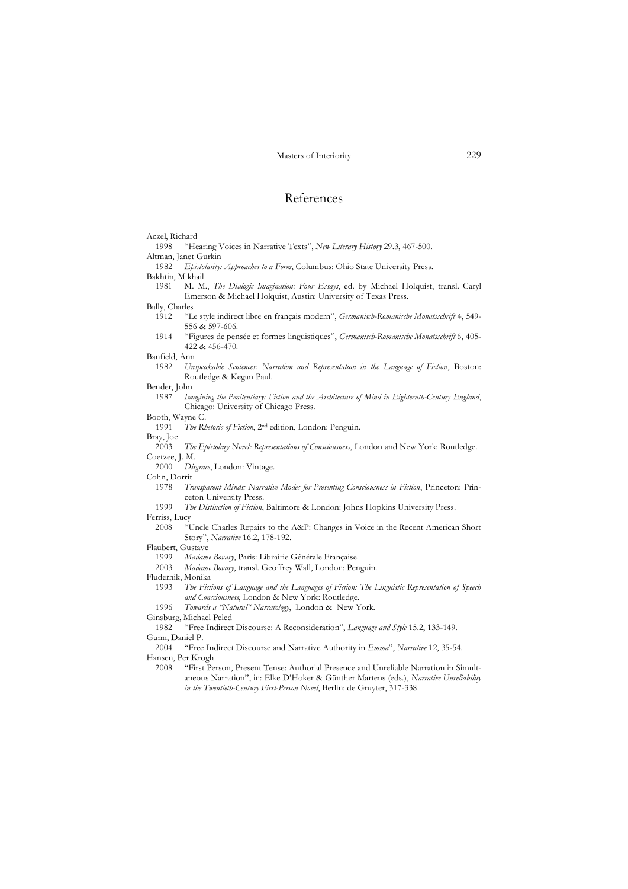# References

Aczel, Richard

1998 "Hearing Voices in Narrative Texts", *New Literary History* 29.3, 467-500.

Altman, Janet Gurkin

1982 *Epistolarity: Approaches to a Form*, Columbus: Ohio State University Press.

Bakhtin, Mikhail

1981 M. M., *The Dialogic Imagination: Four Essays*, ed. by Michael Holquist, transl. Caryl Emerson & Michael Holquist, Austin: University of Texas Press.

Bally, Charles

1912 "Le style indirect libre en français modern", *Germanisch-Romanische Monatsschrift* 4, 549-556 & 597-606.

1914 "Figures de pensée et formes linguistiques", *Germanisch-Romanische Monatsschrift* 6, 405-422 & 456-470.

Banfield, Ann

1982 *Unspeakable Sentences: Narration and Representation in the Language of Fiction*, Boston: Routledge & Kegan Paul.

Bender, John

1987 *Imagining the Penitentiary: Fiction and the Architecture of Mind in Eighteenth-Century England*, Chicago: University of Chicago Press.

Booth, Wayne C.

1991 *The Rhetoric of Fiction*, 2nd edition, London: Penguin.

Bray, Joe

2003 *The Epistolary Novel: Representations of Consciousness*, London and New York: Routledge.

Coetzee, J. M.

2000 *Disgrace*, London: Vintage.

Cohn, Dorrit

1978 *Transparent Minds: Narrative Modes for Presenting Consciousness in Fiction*, Princeton: Princeton University Press.

1999 *The Distinction of Fiction*, Baltimore & London: Johns Hopkins University Press.

Ferriss, Lucy

2008 "Uncle Charles Repairs to the A&P: Changes in Voice in the Recent American Short Story", *Narrative* 16.2, 178-192.

Flaubert, Gustave

1999 *Madame Bovary*, Paris: Librairie Générale Française.

2003 *Madame Bovary*, transl. Geoffrey Wall, London: Penguin.

Fludernik, Monika

1993 *The Fictions of Language and the Languages of Fiction: The Linguistic Representation of Speech and Consciousness*, London & New York: Routledge.

1996 *Towards a "Natural" Narratology*, London & New York.

Ginsburg, Michael Peled

1982 "Free Indirect Discourse: A Reconsideration", *Language and Style* 15.2, 133-149.

Gunn, Daniel P.

2004 "Free Indirect Discourse and Narrative Authority in *Emma*", *Narrative* 12, 35-54.

Hansen, Per Krogh

2008 "First Person, Present Tense: Authorial Presence and Unreliable Narration in Simultaneous Narration", in: Elke D'Hoker & Günther Martens (eds.), *Narrative Unreliability in the Twentieth-Century First-Person Novel*, Berlin: de Gruyter, 317-338.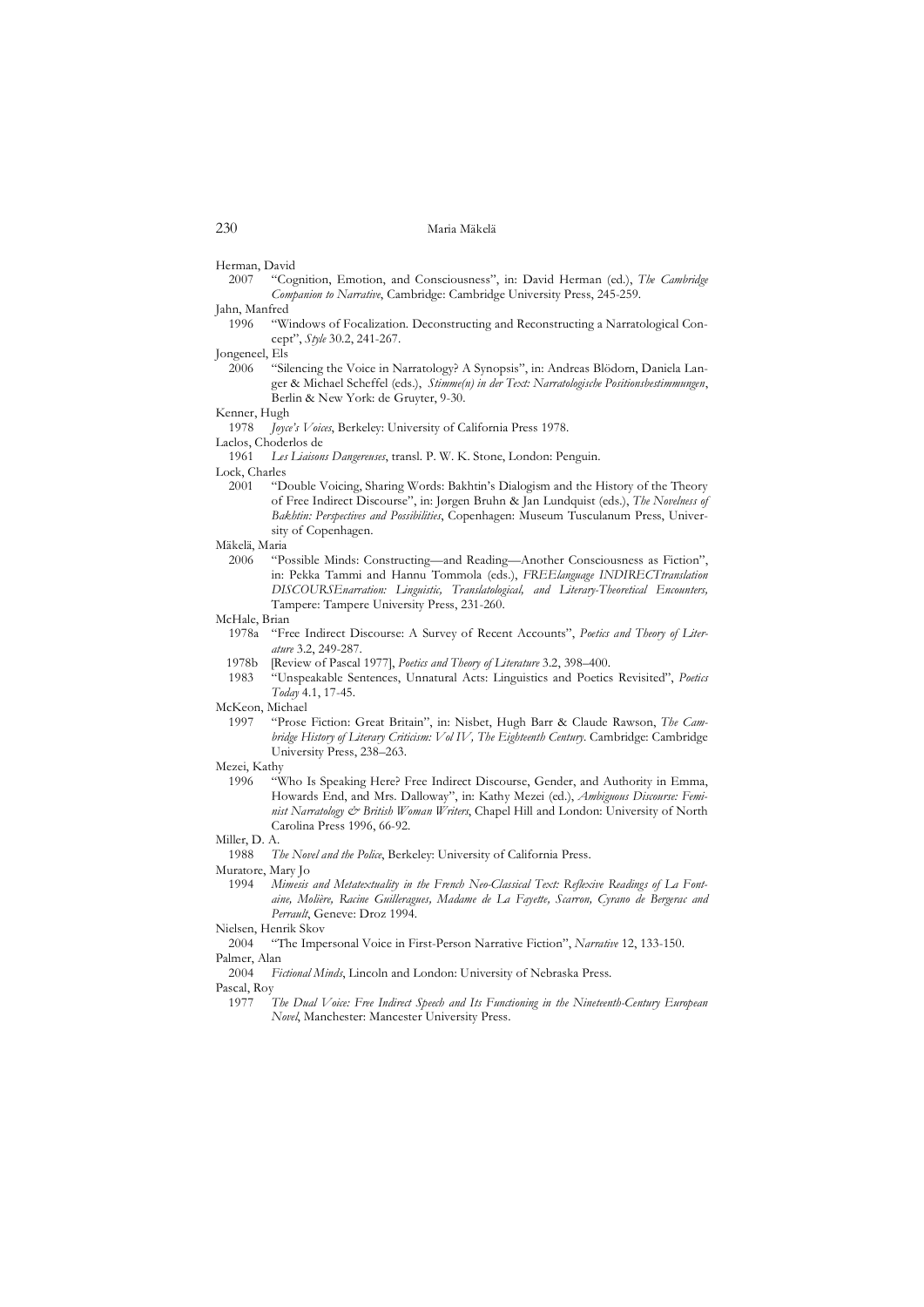Herman, David

2007 "Cognition, Emotion, and Consciousness", in: David Herman (ed.), *The Cambridge Companion to Narrative*, Cambridge: Cambridge University Press, 245-259.

Jahn, Manfred

1996 "Windows of Focalization. Deconstructing and Reconstructing a Narratological Concept", *Style* 30.2, 241-267.

Jongeneel, Els

2006 "Silencing the Voice in Narratology? A Synopsis", in: Andreas Blödorn, Daniela Langer & Michael Scheffel (eds.), *Stimme(n) in der Text: Narratologische Positionsbestimmungen*, Berlin & New York: de Gruyter, 9-30.

Kenner, Hugh

1978 *Joyce's Voices*, Berkeley: University of California Press 1978.

Laclos, Choderlos de

1961 *Les Liaisons Dangereuses*, transl. P. W. K. Stone, London: Penguin.

Lock, Charles

2001 "Double Voicing, Sharing Words: Bakhtin's Dialogism and the History of the Theory of Free Indirect Discourse", in: Jørgen Bruhn & Jan Lundquist (eds.), *The Novelness of Bakhtin: Perspectives and Possibilities*, Copenhagen: Museum Tusculanum Press, University of Copenhagen.

Mäkelä, Maria

2006 "Possible Minds: Constructing—and Reading—Another Consciousness as Fiction", in: Pekka Tammi and Hannu Tommola (eds.), *FREElanguage INDIRECTtranslation DISCOURSEnarration: Linguistic, Translatological, and Literary-Theoretical Encounters*, Tampere: Tampere University Press, 231-260.

McHale, Brian

1978a "Free Indirect Discourse: A Survey of Recent Accounts", *Poetics and Theory of Literature* 3.2, 249-287.

1978b [Review of Pascal 1977], *Poetics and Theory of Literature* 3.2, 398–400.

1983 "Unspeakable Sentences, Unnatural Acts: Linguistics and Poetics Revisited", *Poetics Today* 4.1, 17-45.

McKeon, Michael

1997 "Prose Fiction: Great Britain", in: Nisbet, Hugh Barr & Claude Rawson, *The Cambridge History of Literary Criticism: Vol IV, The Eighteenth Century*. Cambridge: Cambridge University Press, 238–263.

Mezei, Kathy

1996 "Who Is Speaking Here? Free Indirect Discourse, Gender, and Authority in Emma, Howards End, and Mrs. Dalloway", in: Kathy Mezei (ed.), *Ambiguous Discourse: Feminist Narratology & British Woman Writers*, Chapel Hill and London: University of North Carolina Press 1996, 66-92.

Miller, D. A.

1988 *The Novel and the Police*, Berkeley: University of California Press.

Muratore, Mary Jo

1994 *Mimesis and Metatextuality in the French Neo-Classical Text: Reflexive Readings of La Fontaine, Molière, Racine Guilleragues, Madame de La Fayette, Scarron, Cyrano de Bergerac and Perrault*, Geneve: Droz 1994.

Nielsen, Henrik Skov

2004 "The Impersonal Voice in First-Person Narrative Fiction", *Narrative* 12, 133-150.

Palmer, Alan

2004 *Fictional Minds*, Lincoln and London: University of Nebraska Press.

Pascal, Roy

1977 *The Dual Voice: Free Indirect Speech and Its Functioning in the Nineteenth-Century European Novel*, Manchester: Mancester University Press.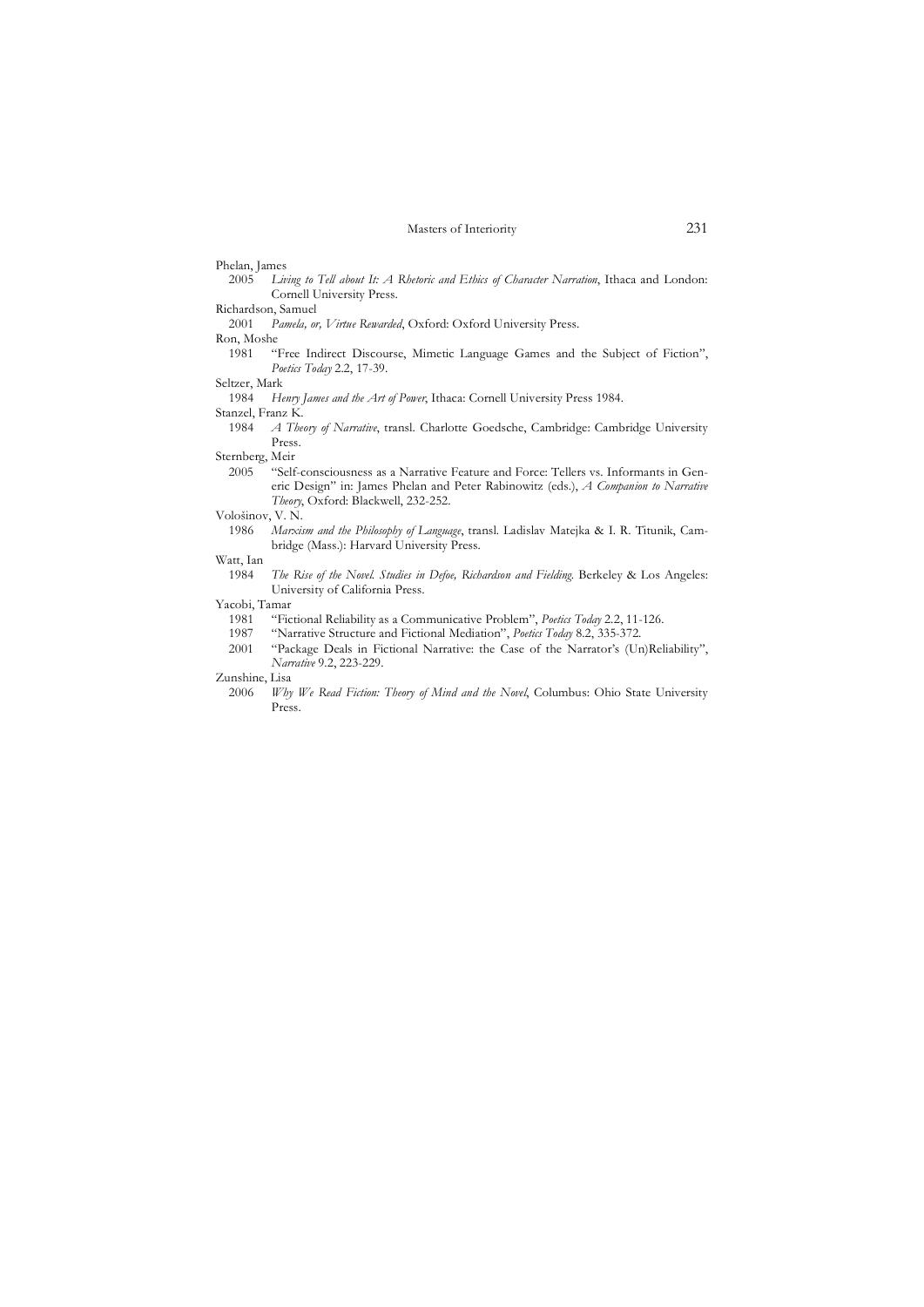Phelan, James

2005 *Living to Tell about It: A Rhetoric and Ethics of Character Narration*, Ithaca and London: Cornell University Press.

Richardson, Samuel

2001 *Pamela, or, Virtue Rewarded*, Oxford: Oxford University Press.

Ron, Moshe

1981 "Free Indirect Discourse, Mimetic Language Games and the Subject of Fiction", *Poetics Today* 2.2, 17-39.

Seltzer, Mark

1984 *Henry James and the Art of Power*, Ithaca: Cornell University Press 1984.

Stanzel, Franz K.

1984 *A Theory of Narrative*, transl. Charlotte Goedsche, Cambridge: Cambridge University Press.

Sternberg, Meir

2005 "Self-consciousness as a Narrative Feature and Force: Tellers vs. Informants in Generic Design" in: James Phelan and Peter Rabinowitz (eds.), *A Companion to Narrative Theory*, Oxford: Blackwell, 232-252.

Vološinov, V. N.

1986 *Marxism and the Philosophy of Language*, transl. Ladislav Matejka & I. R. Titunik, Cambridge (Mass.): Harvard University Press.

Watt, Ian

1984 *The Rise of the Novel. Studies in Defoe, Richardson and Fielding*. Berkeley & Los Angeles: University of California Press.

Yacobi, Tamar

1981 "Fictional Reliability as a Communicative Problem", *Poetics Today* 2.2, 11-126.

1987 "Narrative Structure and Fictional Mediation", *Poetics Today* 8.2, 335-372.

2001 "Package Deals in Fictional Narrative: the Case of the Narrator's (Un)Reliability", *Narrative* 9.2, 223-229.

Zunshine, Lisa

2006 *Why We Read Fiction: Theory of Mind and the Novel*, Columbus: Ohio State University Press.